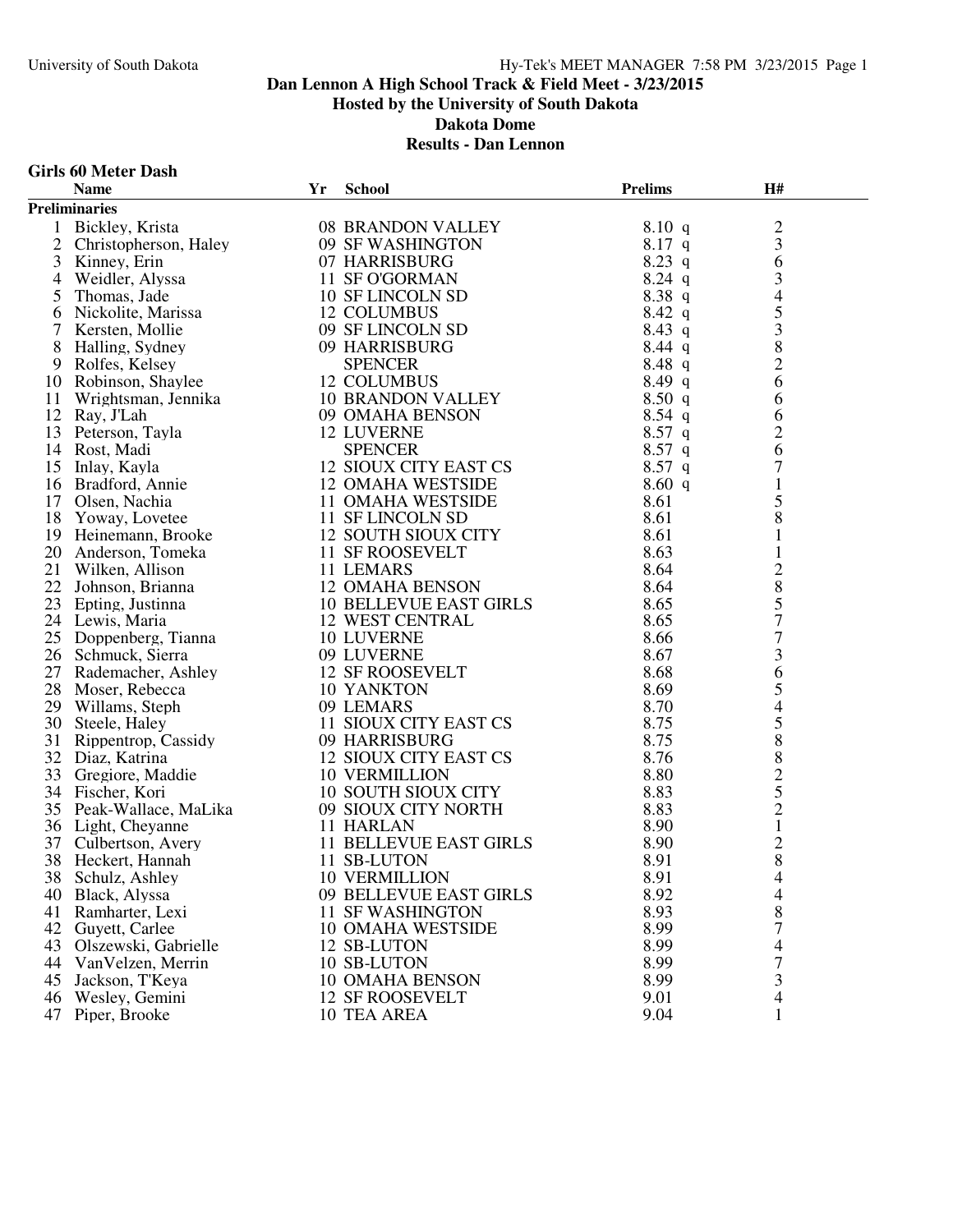**Dan Lennon A High School Track & Field Meet - 3/23/2015**
**Hosted by the University of South Dakota**
**Dakota Dome**
**Results - Dan Lennon**

## Girls 60 Meter Dash

| | Name | Yr | School | Prelims | H# |
|---|---|---|---|---|---|
| **Preliminaries** | | | | | |
| 1 | Bickley, Krista | 08 | BRANDON VALLEY | 8.10 q | 2 |
| 2 | Christopherson, Haley | 09 | SF WASHINGTON | 8.17 q | 3 |
| 3 | Kinney, Erin | 07 | HARRISBURG | 8.23 q | 6 |
| 4 | Weidler, Alyssa | 11 | SF O'GORMAN | 8.24 q | 3 |
| 5 | Thomas, Jade | 10 | SF LINCOLN SD | 8.38 q | 4 |
| 6 | Nickolite, Marissa | 12 | COLUMBUS | 8.42 q | 5 |
| 7 | Kersten, Mollie | 09 | SF LINCOLN SD | 8.43 q | 3 |
| 8 | Halling, Sydney | 09 | HARRISBURG | 8.44 q | 8 |
| 9 | Rolfes, Kelsey | | SPENCER | 8.48 q | 2 |
| 10 | Robinson, Shaylee | 12 | COLUMBUS | 8.49 q | 6 |
| 11 | Wrightsman, Jennika | 10 | BRANDON VALLEY | 8.50 q | 6 |
| 12 | Ray, J'Lah | 09 | OMAHA BENSON | 8.54 q | 6 |
| 13 | Peterson, Tayla | 12 | LUVERNE | 8.57 q | 2 |
| 14 | Rost, Madi | | SPENCER | 8.57 q | 6 |
| 15 | Inlay, Kayla | 12 | SIOUX CITY EAST CS | 8.57 q | 7 |
| 16 | Bradford, Annie | 12 | OMAHA WESTSIDE | 8.60 q | 1 |
| 17 | Olsen, Nachia | 11 | OMAHA WESTSIDE | 8.61 | 5 |
| 18 | Yoway, Lovetee | 11 | SF LINCOLN SD | 8.61 | 8 |
| 19 | Heinemann, Brooke | 12 | SOUTH SIOUX CITY | 8.61 | 1 |
| 20 | Anderson, Tomeka | 11 | SF ROOSEVELT | 8.63 | 1 |
| 21 | Wilken, Allison | 11 | LEMARS | 8.64 | 2 |
| 22 | Johnson, Brianna | 12 | OMAHA BENSON | 8.64 | 8 |
| 23 | Epting, Justinna | 10 | BELLEVUE EAST GIRLS | 8.65 | 5 |
| 24 | Lewis, Maria | 12 | WEST CENTRAL | 8.65 | 7 |
| 25 | Doppenberg, Tianna | 10 | LUVERNE | 8.66 | 7 |
| 26 | Schmuck, Sierra | 09 | LUVERNE | 8.67 | 3 |
| 27 | Rademacher, Ashley | 12 | SF ROOSEVELT | 8.68 | 6 |
| 28 | Moser, Rebecca | 10 | YANKTON | 8.69 | 5 |
| 29 | Willams, Steph | 09 | LEMARS | 8.70 | 4 |
| 30 | Steele, Haley | 11 | SIOUX CITY EAST CS | 8.75 | 5 |
| 31 | Rippentrop, Cassidy | 09 | HARRISBURG | 8.75 | 8 |
| 32 | Diaz, Katrina | 12 | SIOUX CITY EAST CS | 8.76 | 8 |
| 33 | Gregiore, Maddie | 10 | VERMILLION | 8.80 | 2 |
| 34 | Fischer, Kori | 10 | SOUTH SIOUX CITY | 8.83 | 5 |
| 35 | Peak-Wallace, MaLika | 09 | SIOUX CITY NORTH | 8.83 | 2 |
| 36 | Light, Cheyanne | 11 | HARLAN | 8.90 | 1 |
| 37 | Culbertson, Avery | 11 | BELLEVUE EAST GIRLS | 8.90 | 2 |
| 38 | Heckert, Hannah | 11 | SB-LUTON | 8.91 | 8 |
| 38 | Schulz, Ashley | 10 | VERMILLION | 8.91 | 4 |
| 40 | Black, Alyssa | 09 | BELLEVUE EAST GIRLS | 8.92 | 4 |
| 41 | Ramharter, Lexi | 11 | SF WASHINGTON | 8.93 | 8 |
| 42 | Guyett, Carlee | 10 | OMAHA WESTSIDE | 8.99 | 7 |
| 43 | Olszewski, Gabrielle | 12 | SB-LUTON | 8.99 | 4 |
| 44 | VanVelzen, Merrin | 10 | SB-LUTON | 8.99 | 7 |
| 45 | Jackson, T'Keya | 10 | OMAHA BENSON | 8.99 | 3 |
| 46 | Wesley, Gemini | 12 | SF ROOSEVELT | 9.01 | 4 |
| 47 | Piper, Brooke | 10 | TEA AREA | 9.04 | 1 |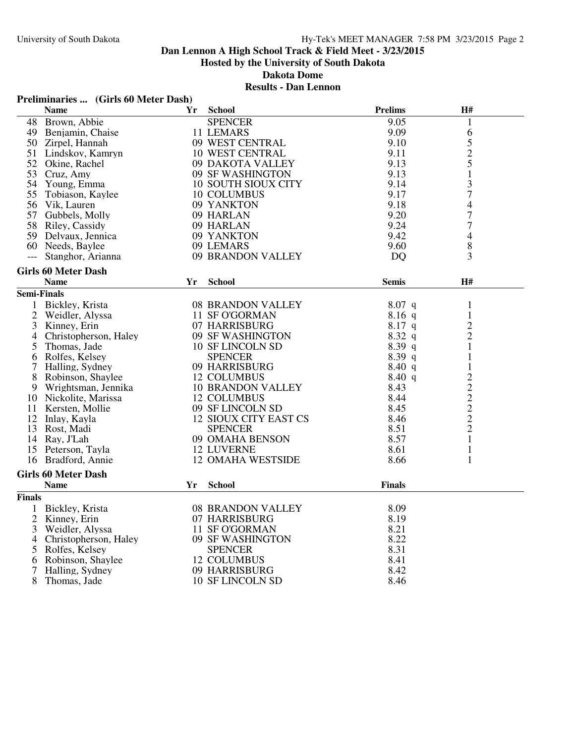# Dan Lennon A High School Track & Field Meet - 3/23/2015

**Hosted by the University of South Dakota**

**Dakota Dome**

**Results - Dan Lennon**

### Preliminaries ... (Girls 60 Meter Dash)

| | Name | Yr | School | Prelims | H# |
|---|---|---|---|---|---|
| 48 | Brown, Abbie | | SPENCER | 9.05 | 1 |
| 49 | Benjamin, Chaise | 11 | LEMARS | 9.09 | 6 |
| 50 | Zirpel, Hannah | 09 | WEST CENTRAL | 9.10 | 5 |
| 51 | Lindskov, Kamryn | 10 | WEST CENTRAL | 9.11 | 2 |
| 52 | Okine, Rachel | 09 | DAKOTA VALLEY | 9.13 | 5 |
| 53 | Cruz, Amy | 09 | SF WASHINGTON | 9.13 | 1 |
| 54 | Young, Emma | 10 | SOUTH SIOUX CITY | 9.14 | 3 |
| 55 | Tobiason, Kaylee | 10 | COLUMBUS | 9.17 | 7 |
| 56 | Vik, Lauren | 09 | YANKTON | 9.18 | 4 |
| 57 | Gubbels, Molly | 09 | HARLAN | 9.20 | 7 |
| 58 | Riley, Cassidy | 09 | HARLAN | 9.24 | 7 |
| 59 | Delvaux, Jennica | 09 | YANKTON | 9.42 | 4 |
| 60 | Needs, Baylee | 09 | LEMARS | 9.60 | 8 |
| --- | Stanghor, Arianna | 09 | BRANDON VALLEY | DQ | 3 |

### Girls 60 Meter Dash

**Semi-Finals**

| | Name | Yr | School | Semis | H# |
|---|---|---|---|---|---|
| 1 | Bickley, Krista | 08 | BRANDON VALLEY | 8.07 q | 1 |
| 2 | Weidler, Alyssa | 11 | SF O'GORMAN | 8.16 q | 1 |
| 3 | Kinney, Erin | 07 | HARRISBURG | 8.17 q | 2 |
| 4 | Christopherson, Haley | 09 | SF WASHINGTON | 8.32 q | 2 |
| 5 | Thomas, Jade | 10 | SF LINCOLN SD | 8.39 q | 1 |
| 6 | Rolfes, Kelsey | | SPENCER | 8.39 q | 1 |
| 7 | Halling, Sydney | 09 | HARRISBURG | 8.40 q | 1 |
| 8 | Robinson, Shaylee | 12 | COLUMBUS | 8.40 q | 2 |
| 9 | Wrightsman, Jennika | 10 | BRANDON VALLEY | 8.43 | 2 |
| 10 | Nickolite, Marissa | 12 | COLUMBUS | 8.44 | 2 |
| 11 | Kersten, Mollie | 09 | SF LINCOLN SD | 8.45 | 2 |
| 12 | Inlay, Kayla | 12 | SIOUX CITY EAST CS | 8.46 | 2 |
| 13 | Rost, Madi | | SPENCER | 8.51 | 2 |
| 14 | Ray, J'Lah | 09 | OMAHA BENSON | 8.57 | 1 |
| 15 | Peterson, Tayla | 12 | LUVERNE | 8.61 | 1 |
| 16 | Bradford, Annie | 12 | OMAHA WESTSIDE | 8.66 | 1 |

### Girls 60 Meter Dash

**Finals**

| | Name | Yr | School | Finals |
|---|---|---|---|---|
| 1 | Bickley, Krista | 08 | BRANDON VALLEY | 8.09 |
| 2 | Kinney, Erin | 07 | HARRISBURG | 8.19 |
| 3 | Weidler, Alyssa | 11 | SF O'GORMAN | 8.21 |
| 4 | Christopherson, Haley | 09 | SF WASHINGTON | 8.22 |
| 5 | Rolfes, Kelsey | | SPENCER | 8.31 |
| 6 | Robinson, Shaylee | 12 | COLUMBUS | 8.41 |
| 7 | Halling, Sydney | 09 | HARRISBURG | 8.42 |
| 8 | Thomas, Jade | 10 | SF LINCOLN SD | 8.46 |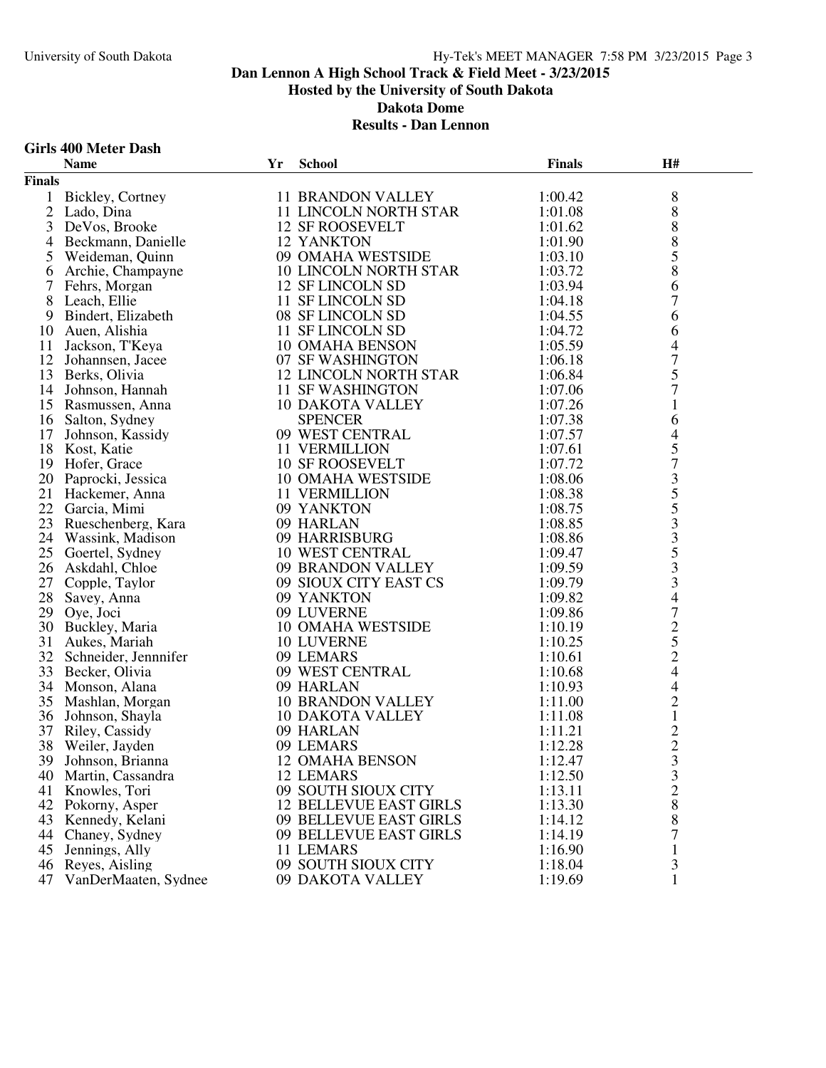**Dan Lennon A High School Track & Field Meet - 3/23/2015**
**Hosted by the University of South Dakota**
**Dakota Dome**
**Results - Dan Lennon**

## Girls 400 Meter Dash

| | Name | Yr | School | Finals | H# |
|---|---|---|---|---|---|
| **Finals** | | | | | |
| 1 | Bickley, Cortney | 11 | BRANDON VALLEY | 1:00.42 | 8 |
| 2 | Lado, Dina | 11 | LINCOLN NORTH STAR | 1:01.08 | 8 |
| 3 | DeVos, Brooke | 12 | SF ROOSEVELT | 1:01.62 | 8 |
| 4 | Beckmann, Danielle | 12 | YANKTON | 1:01.90 | 8 |
| 5 | Weideman, Quinn | 09 | OMAHA WESTSIDE | 1:03.10 | 5 |
| 6 | Archie, Champayne | 10 | LINCOLN NORTH STAR | 1:03.72 | 8 |
| 7 | Fehrs, Morgan | 12 | SF LINCOLN SD | 1:03.94 | 6 |
| 8 | Leach, Ellie | 11 | SF LINCOLN SD | 1:04.18 | 7 |
| 9 | Bindert, Elizabeth | 08 | SF LINCOLN SD | 1:04.55 | 6 |
| 10 | Auen, Alishia | 11 | SF LINCOLN SD | 1:04.72 | 6 |
| 11 | Jackson, T'Keya | 10 | OMAHA BENSON | 1:05.59 | 4 |
| 12 | Johannsen, Jacee | 07 | SF WASHINGTON | 1:06.18 | 7 |
| 13 | Berks, Olivia | 12 | LINCOLN NORTH STAR | 1:06.84 | 5 |
| 14 | Johnson, Hannah | 11 | SF WASHINGTON | 1:07.06 | 7 |
| 15 | Rasmussen, Anna | 10 | DAKOTA VALLEY | 1:07.26 | 1 |
| 16 | Salton, Sydney | | SPENCER | 1:07.38 | 6 |
| 17 | Johnson, Kassidy | 09 | WEST CENTRAL | 1:07.57 | 4 |
| 18 | Kost, Katie | 11 | VERMILLION | 1:07.61 | 5 |
| 19 | Hofer, Grace | 10 | SF ROOSEVELT | 1:07.72 | 7 |
| 20 | Paprocki, Jessica | 10 | OMAHA WESTSIDE | 1:08.06 | 3 |
| 21 | Hackemer, Anna | 11 | VERMILLION | 1:08.38 | 5 |
| 22 | Garcia, Mimi | 09 | YANKTON | 1:08.75 | 5 |
| 23 | Rueschenberg, Kara | 09 | HARLAN | 1:08.85 | 3 |
| 24 | Wassink, Madison | 09 | HARRISBURG | 1:08.86 | 3 |
| 25 | Goertel, Sydney | 10 | WEST CENTRAL | 1:09.47 | 5 |
| 26 | Askdahl, Chloe | 09 | BRANDON VALLEY | 1:09.59 | 3 |
| 27 | Copple, Taylor | 09 | SIOUX CITY EAST CS | 1:09.79 | 3 |
| 28 | Savey, Anna | 09 | YANKTON | 1:09.82 | 4 |
| 29 | Oye, Joci | 09 | LUVERNE | 1:09.86 | 7 |
| 30 | Buckley, Maria | 10 | OMAHA WESTSIDE | 1:10.19 | 2 |
| 31 | Aukes, Mariah | 10 | LUVERNE | 1:10.25 | 5 |
| 32 | Schneider, Jennnifer | 09 | LEMARS | 1:10.61 | 2 |
| 33 | Becker, Olivia | 09 | WEST CENTRAL | 1:10.68 | 4 |
| 34 | Monson, Alana | 09 | HARLAN | 1:10.93 | 4 |
| 35 | Mashlan, Morgan | 10 | BRANDON VALLEY | 1:11.00 | 2 |
| 36 | Johnson, Shayla | 10 | DAKOTA VALLEY | 1:11.08 | 1 |
| 37 | Riley, Cassidy | 09 | HARLAN | 1:11.21 | 2 |
| 38 | Weiler, Jayden | 09 | LEMARS | 1:12.28 | 2 |
| 39 | Johnson, Brianna | 12 | OMAHA BENSON | 1:12.47 | 3 |
| 40 | Martin, Cassandra | 12 | LEMARS | 1:12.50 | 3 |
| 41 | Knowles, Tori | 09 | SOUTH SIOUX CITY | 1:13.11 | 2 |
| 42 | Pokorny, Asper | 12 | BELLEVUE EAST GIRLS | 1:13.30 | 8 |
| 43 | Kennedy, Kelani | 09 | BELLEVUE EAST GIRLS | 1:14.12 | 8 |
| 44 | Chaney, Sydney | 09 | BELLEVUE EAST GIRLS | 1:14.19 | 7 |
| 45 | Jennings, Ally | 11 | LEMARS | 1:16.90 | 1 |
| 46 | Reyes, Aisling | 09 | SOUTH SIOUX CITY | 1:18.04 | 3 |
| 47 | VanDerMaaten, Sydnee | 09 | DAKOTA VALLEY | 1:19.69 | 1 |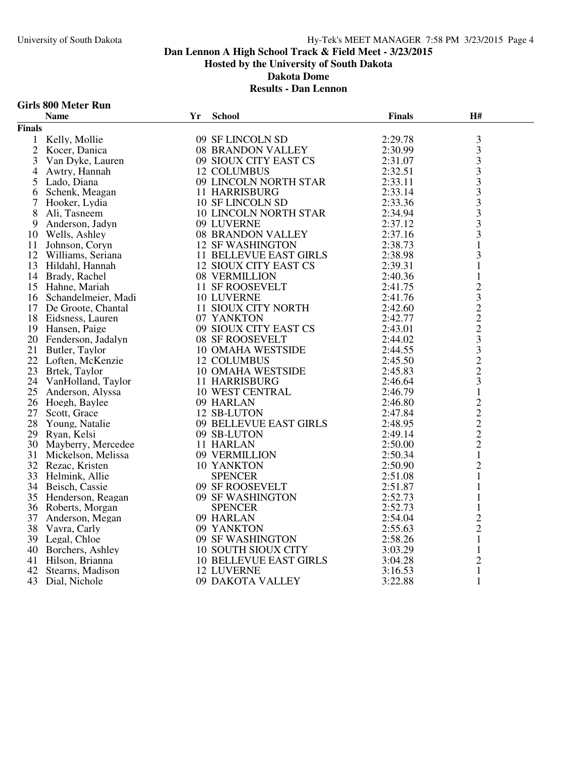# Dan Lennon A High School Track & Field Meet - 3/23/2015

## Hosted by the University of South Dakota

## Dakota Dome

## Results - Dan Lennon

### Girls 800 Meter Run

| | Name | Yr | School | Finals | H# |
|---|---|---|---|---|---|
| **Finals** | | | | | |
| 1 | Kelly, Mollie | 09 | SF LINCOLN SD | 2:29.78 | 3 |
| 2 | Kocer, Danica | 08 | BRANDON VALLEY | 2:30.99 | 3 |
| 3 | Van Dyke, Lauren | 09 | SIOUX CITY EAST CS | 2:31.07 | 3 |
| 4 | Awtry, Hannah | 12 | COLUMBUS | 2:32.51 | 3 |
| 5 | Lado, Diana | 09 | LINCOLN NORTH STAR | 2:33.11 | 3 |
| 6 | Schenk, Meagan | 11 | HARRISBURG | 2:33.14 | 3 |
| 7 | Hooker, Lydia | 10 | SF LINCOLN SD | 2:33.36 | 3 |
| 8 | Ali, Tasneem | 10 | LINCOLN NORTH STAR | 2:34.94 | 3 |
| 9 | Anderson, Jadyn | 09 | LUVERNE | 2:37.12 | 3 |
| 10 | Wells, Ashley | 08 | BRANDON VALLEY | 2:37.16 | 3 |
| 11 | Johnson, Coryn | 12 | SF WASHINGTON | 2:38.73 | 1 |
| 12 | Williams, Seriana | 11 | BELLEVUE EAST GIRLS | 2:38.98 | 3 |
| 13 | Hildahl, Hannah | 12 | SIOUX CITY EAST CS | 2:39.31 | 1 |
| 14 | Brady, Rachel | 08 | VERMILLION | 2:40.36 | 1 |
| 15 | Hahne, Mariah | 11 | SF ROOSEVELT | 2:41.75 | 2 |
| 16 | Schandelmeier, Madi | 10 | LUVERNE | 2:41.76 | 3 |
| 17 | De Groote, Chantal | 11 | SIOUX CITY NORTH | 2:42.60 | 2 |
| 18 | Eidsness, Lauren | 07 | YANKTON | 2:42.77 | 2 |
| 19 | Hansen, Paige | 09 | SIOUX CITY EAST CS | 2:43.01 | 2 |
| 20 | Fenderson, Jadalyn | 08 | SF ROOSEVELT | 2:44.02 | 3 |
| 21 | Butler, Taylor | 10 | OMAHA WESTSIDE | 2:44.55 | 3 |
| 22 | Loften, McKenzie | 12 | COLUMBUS | 2:45.50 | 2 |
| 23 | Brtek, Taylor | 10 | OMAHA WESTSIDE | 2:45.83 | 2 |
| 24 | VanHolland, Taylor | 11 | HARRISBURG | 2:46.64 | 3 |
| 25 | Anderson, Alyssa | 10 | WEST CENTRAL | 2:46.79 | 1 |
| 26 | Hoegh, Baylee | 09 | HARLAN | 2:46.80 | 2 |
| 27 | Scott, Grace | 12 | SB-LUTON | 2:47.84 | 2 |
| 28 | Young, Natalie | 09 | BELLEVUE EAST GIRLS | 2:48.95 | 2 |
| 29 | Ryan, Kelsi | 09 | SB-LUTON | 2:49.14 | 2 |
| 30 | Mayberry, Mercedee | 11 | HARLAN | 2:50.00 | 2 |
| 31 | Mickelson, Melissa | 09 | VERMILLION | 2:50.34 | 1 |
| 32 | Rezac, Kristen | 10 | YANKTON | 2:50.90 | 2 |
| 33 | Helmink, Allie | | SPENCER | 2:51.08 | 1 |
| 34 | Beisch, Cassie | 09 | SF ROOSEVELT | 2:51.87 | 1 |
| 35 | Henderson, Reagan | 09 | SF WASHINGTON | 2:52.73 | 1 |
| 36 | Roberts, Morgan | | SPENCER | 2:52.73 | 1 |
| 37 | Anderson, Megan | 09 | HARLAN | 2:54.04 | 2 |
| 38 | Vavra, Carly | 09 | YANKTON | 2:55.63 | 2 |
| 39 | Legal, Chloe | 09 | SF WASHINGTON | 2:58.26 | 1 |
| 40 | Borchers, Ashley | 10 | SOUTH SIOUX CITY | 3:03.29 | 1 |
| 41 | Hilson, Brianna | 10 | BELLEVUE EAST GIRLS | 3:04.28 | 2 |
| 42 | Stearns, Madison | 12 | LUVERNE | 3:16.53 | 1 |
| 43 | Dial, Nichole | 09 | DAKOTA VALLEY | 3:22.88 | 1 |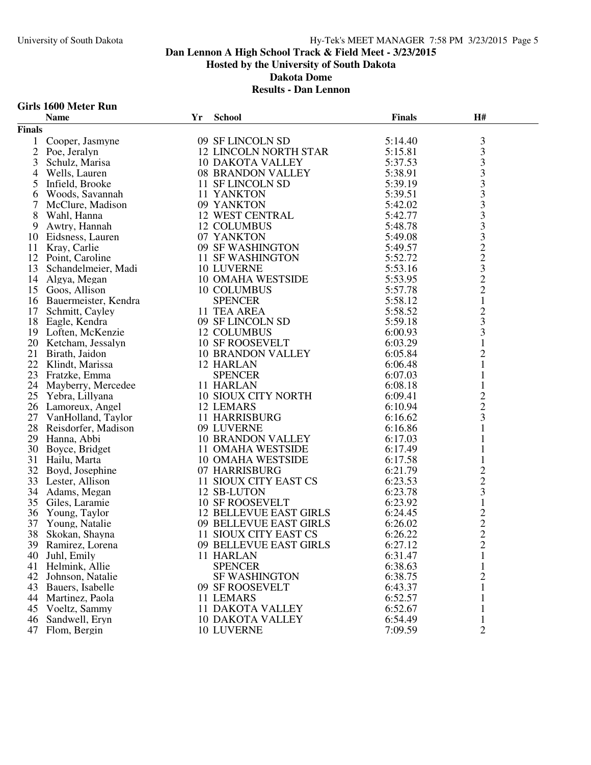# Dan Lennon A High School Track & Field Meet - 3/23/2015

## Hosted by the University of South Dakota

## Dakota Dome

## Results - Dan Lennon

### Girls 1600 Meter Run

| | Name | Yr | School | Finals | H# |
|---|---|---|---|---|---|
| **Finals** | | | | | |
| 1 | Cooper, Jasmyne | 09 | SF LINCOLN SD | 5:14.40 | 3 |
| 2 | Poe, Jeralyn | 12 | LINCOLN NORTH STAR | 5:15.81 | 3 |
| 3 | Schulz, Marisa | 10 | DAKOTA VALLEY | 5:37.53 | 3 |
| 4 | Wells, Lauren | 08 | BRANDON VALLEY | 5:38.91 | 3 |
| 5 | Infield, Brooke | 11 | SF LINCOLN SD | 5:39.19 | 3 |
| 6 | Woods, Savannah | 11 | YANKTON | 5:39.51 | 3 |
| 7 | McClure, Madison | 09 | YANKTON | 5:42.02 | 3 |
| 8 | Wahl, Hanna | 12 | WEST CENTRAL | 5:42.77 | 3 |
| 9 | Awtry, Hannah | 12 | COLUMBUS | 5:48.78 | 3 |
| 10 | Eidsness, Lauren | 07 | YANKTON | 5:49.08 | 3 |
| 11 | Kray, Carlie | 09 | SF WASHINGTON | 5:49.57 | 2 |
| 12 | Point, Caroline | 11 | SF WASHINGTON | 5:52.72 | 2 |
| 13 | Schandelmeier, Madi | 10 | LUVERNE | 5:53.16 | 3 |
| 14 | Algya, Megan | 10 | OMAHA WESTSIDE | 5:53.95 | 2 |
| 15 | Goos, Allison | 10 | COLUMBUS | 5:57.78 | 2 |
| 16 | Bauermeister, Kendra | | SPENCER | 5:58.12 | 1 |
| 17 | Schmitt, Cayley | 11 | TEA AREA | 5:58.52 | 2 |
| 18 | Eagle, Kendra | 09 | SF LINCOLN SD | 5:59.18 | 3 |
| 19 | Loften, McKenzie | 12 | COLUMBUS | 6:00.93 | 3 |
| 20 | Ketcham, Jessalyn | 10 | SF ROOSEVELT | 6:03.29 | 1 |
| 21 | Birath, Jaidon | 10 | BRANDON VALLEY | 6:05.84 | 2 |
| 22 | Klindt, Marissa | 12 | HARLAN | 6:06.48 | 1 |
| 23 | Fratzke, Emma | | SPENCER | 6:07.03 | 1 |
| 24 | Mayberry, Mercedee | 11 | HARLAN | 6:08.18 | 1 |
| 25 | Yebra, Lillyana | 10 | SIOUX CITY NORTH | 6:09.41 | 2 |
| 26 | Lamoreux, Angel | 12 | LEMARS | 6:10.94 | 2 |
| 27 | VanHolland, Taylor | 11 | HARRISBURG | 6:16.62 | 3 |
| 28 | Reisdorfer, Madison | 09 | LUVERNE | 6:16.86 | 1 |
| 29 | Hanna, Abbi | 10 | BRANDON VALLEY | 6:17.03 | 1 |
| 30 | Boyce, Bridget | 11 | OMAHA WESTSIDE | 6:17.49 | 1 |
| 31 | Hailu, Marta | 10 | OMAHA WESTSIDE | 6:17.58 | 1 |
| 32 | Boyd, Josephine | 07 | HARRISBURG | 6:21.79 | 2 |
| 33 | Lester, Allison | 11 | SIOUX CITY EAST CS | 6:23.53 | 2 |
| 34 | Adams, Megan | 12 | SB-LUTON | 6:23.78 | 3 |
| 35 | Giles, Laramie | 10 | SF ROOSEVELT | 6:23.92 | 1 |
| 36 | Young, Taylor | 12 | BELLEVUE EAST GIRLS | 6:24.45 | 2 |
| 37 | Young, Natalie | 09 | BELLEVUE EAST GIRLS | 6:26.02 | 2 |
| 38 | Skokan, Shayna | 11 | SIOUX CITY EAST CS | 6:26.22 | 2 |
| 39 | Ramirez, Lorena | 09 | BELLEVUE EAST GIRLS | 6:27.12 | 2 |
| 40 | Juhl, Emily | 11 | HARLAN | 6:31.47 | 1 |
| 41 | Helmink, Allie | | SPENCER | 6:38.63 | 1 |
| 42 | Johnson, Natalie | | SF WASHINGTON | 6:38.75 | 2 |
| 43 | Bauers, Isabelle | 09 | SF ROOSEVELT | 6:43.37 | 1 |
| 44 | Martinez, Paola | 11 | LEMARS | 6:52.57 | 1 |
| 45 | Voeltz, Sammy | 11 | DAKOTA VALLEY | 6:52.67 | 1 |
| 46 | Sandwell, Eryn | 10 | DAKOTA VALLEY | 6:54.49 | 1 |
| 47 | Flom, Bergin | 10 | LUVERNE | 7:09.59 | 2 |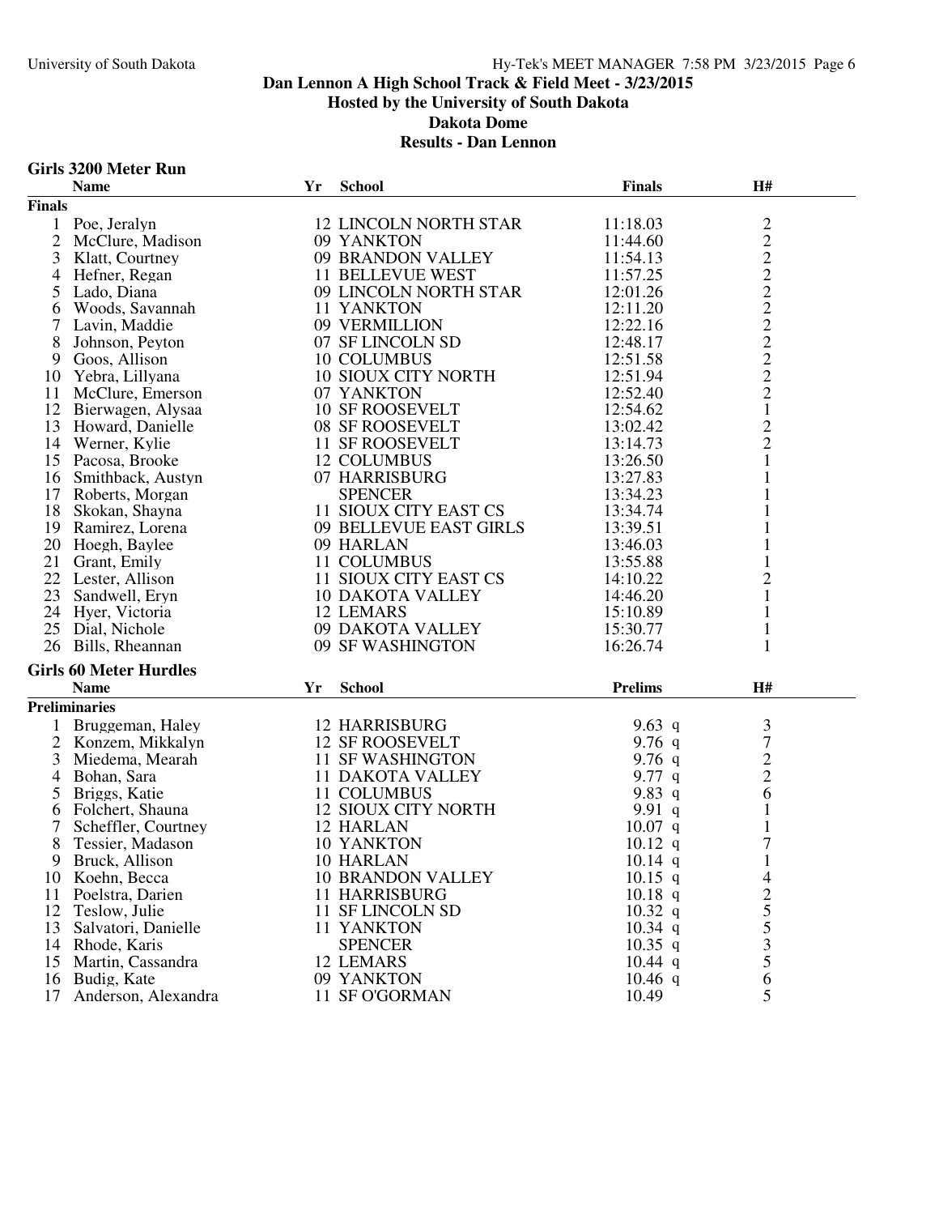# Dan Lennon A High School Track & Field Meet - 3/23/2015

**Hosted by the University of South Dakota**

**Dakota Dome**

**Results - Dan Lennon**

## Girls 3200 Meter Run

**Finals**

| | Name | Yr | School | Finals | H# |
|---|---|---|---|---|---|
| 1 | Poe, Jeralyn | 12 | LINCOLN NORTH STAR | 11:18.03 | 2 |
| 2 | McClure, Madison | 09 | YANKTON | 11:44.60 | 2 |
| 3 | Klatt, Courtney | 09 | BRANDON VALLEY | 11:54.13 | 2 |
| 4 | Hefner, Regan | 11 | BELLEVUE WEST | 11:57.25 | 2 |
| 5 | Lado, Diana | 09 | LINCOLN NORTH STAR | 12:01.26 | 2 |
| 6 | Woods, Savannah | 11 | YANKTON | 12:11.20 | 2 |
| 7 | Lavin, Maddie | 09 | VERMILLION | 12:22.16 | 2 |
| 8 | Johnson, Peyton | 07 | SF LINCOLN SD | 12:48.17 | 2 |
| 9 | Goos, Allison | 10 | COLUMBUS | 12:51.58 | 2 |
| 10 | Yebra, Lillyana | 10 | SIOUX CITY NORTH | 12:51.94 | 2 |
| 11 | McClure, Emerson | 07 | YANKTON | 12:52.40 | 2 |
| 12 | Bierwagen, Alysaa | 10 | SF ROOSEVELT | 12:54.62 | 1 |
| 13 | Howard, Danielle | 08 | SF ROOSEVELT | 13:02.42 | 2 |
| 14 | Werner, Kylie | 11 | SF ROOSEVELT | 13:14.73 | 2 |
| 15 | Pacosa, Brooke | 12 | COLUMBUS | 13:26.50 | 1 |
| 16 | Smithback, Austyn | 07 | HARRISBURG | 13:27.83 | 1 |
| 17 | Roberts, Morgan | | SPENCER | 13:34.23 | 1 |
| 18 | Skokan, Shayna | 11 | SIOUX CITY EAST CS | 13:34.74 | 1 |
| 19 | Ramirez, Lorena | 09 | BELLEVUE EAST GIRLS | 13:39.51 | 1 |
| 20 | Hoegh, Baylee | 09 | HARLAN | 13:46.03 | 1 |
| 21 | Grant, Emily | 11 | COLUMBUS | 13:55.88 | 1 |
| 22 | Lester, Allison | 11 | SIOUX CITY EAST CS | 14:10.22 | 2 |
| 23 | Sandwell, Eryn | 10 | DAKOTA VALLEY | 14:46.20 | 1 |
| 24 | Hyer, Victoria | 12 | LEMARS | 15:10.89 | 1 |
| 25 | Dial, Nichole | 09 | DAKOTA VALLEY | 15:30.77 | 1 |
| 26 | Bills, Rheannan | 09 | SF WASHINGTON | 16:26.74 | 1 |

## Girls 60 Meter Hurdles

**Preliminaries**

| | Name | Yr | School | Prelims | | H# |
|---|---|---|---|---|---|---|
| 1 | Bruggeman, Haley | 12 | HARRISBURG | 9.63 | q | 3 |
| 2 | Konzem, Mikkalyn | 12 | SF ROOSEVELT | 9.76 | q | 7 |
| 3 | Miedema, Mearah | 11 | SF WASHINGTON | 9.76 | q | 2 |
| 4 | Bohan, Sara | 11 | DAKOTA VALLEY | 9.77 | q | 2 |
| 5 | Briggs, Katie | 11 | COLUMBUS | 9.83 | q | 6 |
| 6 | Folchert, Shauna | 12 | SIOUX CITY NORTH | 9.91 | q | 1 |
| 7 | Scheffler, Courtney | 12 | HARLAN | 10.07 | q | 1 |
| 8 | Tessier, Madason | 10 | YANKTON | 10.12 | q | 7 |
| 9 | Bruck, Allison | 10 | HARLAN | 10.14 | q | 1 |
| 10 | Koehn, Becca | 10 | BRANDON VALLEY | 10.15 | q | 4 |
| 11 | Poelstra, Darien | 11 | HARRISBURG | 10.18 | q | 2 |
| 12 | Teslow, Julie | 11 | SF LINCOLN SD | 10.32 | q | 5 |
| 13 | Salvatori, Danielle | 11 | YANKTON | 10.34 | q | 5 |
| 14 | Rhode, Karis | | SPENCER | 10.35 | q | 3 |
| 15 | Martin, Cassandra | 12 | LEMARS | 10.44 | q | 5 |
| 16 | Budig, Kate | 09 | YANKTON | 10.46 | q | 6 |
| 17 | Anderson, Alexandra | 11 | SF O'GORMAN | 10.49 | | 5 |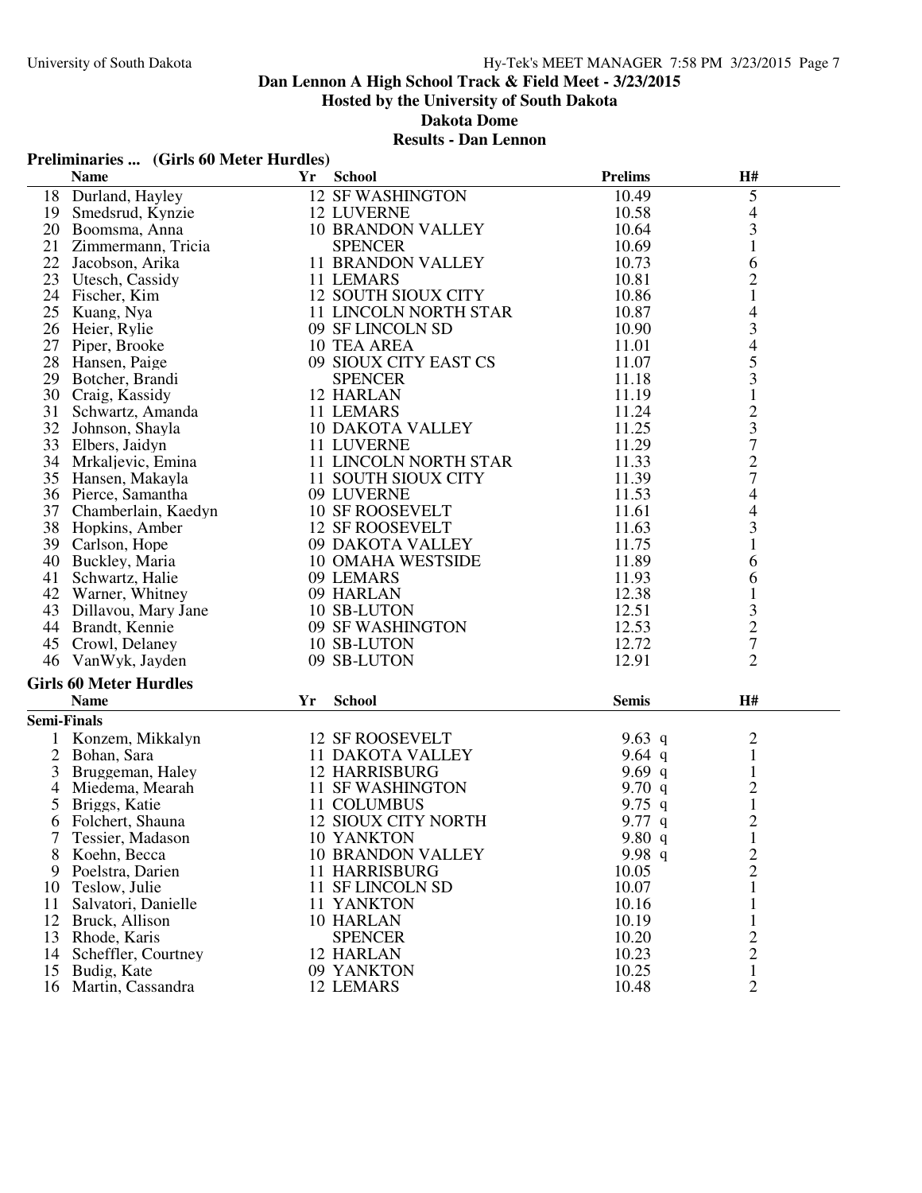## Dan Lennon A High School Track & Field Meet - 3/23/2015

### Hosted by the University of South Dakota

### Dakota Dome

### Results - Dan Lennon

**Preliminaries ... (Girls 60 Meter Hurdles)**

| | Name | Yr | School | Prelims | H# |
|---|---|---|---|---|---|
| 18 | Durland, Hayley | 12 | SF WASHINGTON | 10.49 | 5 |
| 19 | Smedsrud, Kynzie | 12 | LUVERNE | 10.58 | 4 |
| 20 | Boomsma, Anna | 10 | BRANDON VALLEY | 10.64 | 3 |
| 21 | Zimmermann, Tricia | | SPENCER | 10.69 | 1 |
| 22 | Jacobson, Arika | 11 | BRANDON VALLEY | 10.73 | 6 |
| 23 | Utesch, Cassidy | 11 | LEMARS | 10.81 | 2 |
| 24 | Fischer, Kim | 12 | SOUTH SIOUX CITY | 10.86 | 1 |
| 25 | Kuang, Nya | 11 | LINCOLN NORTH STAR | 10.87 | 4 |
| 26 | Heier, Rylie | 09 | SF LINCOLN SD | 10.90 | 3 |
| 27 | Piper, Brooke | 10 | TEA AREA | 11.01 | 4 |
| 28 | Hansen, Paige | 09 | SIOUX CITY EAST CS | 11.07 | 5 |
| 29 | Botcher, Brandi | | SPENCER | 11.18 | 3 |
| 30 | Craig, Kassidy | 12 | HARLAN | 11.19 | 1 |
| 31 | Schwartz, Amanda | 11 | LEMARS | 11.24 | 2 |
| 32 | Johnson, Shayla | 10 | DAKOTA VALLEY | 11.25 | 3 |
| 33 | Elbers, Jaidyn | 11 | LUVERNE | 11.29 | 7 |
| 34 | Mrkaljevic, Emina | 11 | LINCOLN NORTH STAR | 11.33 | 2 |
| 35 | Hansen, Makayla | 11 | SOUTH SIOUX CITY | 11.39 | 7 |
| 36 | Pierce, Samantha | 09 | LUVERNE | 11.53 | 4 |
| 37 | Chamberlain, Kaedyn | 10 | SF ROOSEVELT | 11.61 | 4 |
| 38 | Hopkins, Amber | 12 | SF ROOSEVELT | 11.63 | 3 |
| 39 | Carlson, Hope | 09 | DAKOTA VALLEY | 11.75 | 1 |
| 40 | Buckley, Maria | 10 | OMAHA WESTSIDE | 11.89 | 6 |
| 41 | Schwartz, Halie | 09 | LEMARS | 11.93 | 6 |
| 42 | Warner, Whitney | 09 | HARLAN | 12.38 | 1 |
| 43 | Dillavou, Mary Jane | 10 | SB-LUTON | 12.51 | 3 |
| 44 | Brandt, Kennie | 09 | SF WASHINGTON | 12.53 | 2 |
| 45 | Crowl, Delaney | 10 | SB-LUTON | 12.72 | 7 |
| 46 | VanWyk, Jayden | 09 | SB-LUTON | 12.91 | 2 |

**Girls 60 Meter Hurdles**

**Semi-Finals**

| | Name | Yr | School | Semis | H# |
|---|---|---|---|---|---|
| 1 | Konzem, Mikkalyn | 12 | SF ROOSEVELT | 9.63 q | 2 |
| 2 | Bohan, Sara | 11 | DAKOTA VALLEY | 9.64 q | 1 |
| 3 | Bruggeman, Haley | 12 | HARRISBURG | 9.69 q | 1 |
| 4 | Miedema, Mearah | 11 | SF WASHINGTON | 9.70 q | 2 |
| 5 | Briggs, Katie | 11 | COLUMBUS | 9.75 q | 1 |
| 6 | Folchert, Shauna | 12 | SIOUX CITY NORTH | 9.77 q | 2 |
| 7 | Tessier, Madason | 10 | YANKTON | 9.80 q | 1 |
| 8 | Koehn, Becca | 10 | BRANDON VALLEY | 9.98 q | 2 |
| 9 | Poelstra, Darien | 11 | HARRISBURG | 10.05 | 2 |
| 10 | Teslow, Julie | 11 | SF LINCOLN SD | 10.07 | 1 |
| 11 | Salvatori, Danielle | 11 | YANKTON | 10.16 | 1 |
| 12 | Bruck, Allison | 10 | HARLAN | 10.19 | 1 |
| 13 | Rhode, Karis | | SPENCER | 10.20 | 2 |
| 14 | Scheffler, Courtney | 12 | HARLAN | 10.23 | 2 |
| 15 | Budig, Kate | 09 | YANKTON | 10.25 | 1 |
| 16 | Martin, Cassandra | 12 | LEMARS | 10.48 | 2 |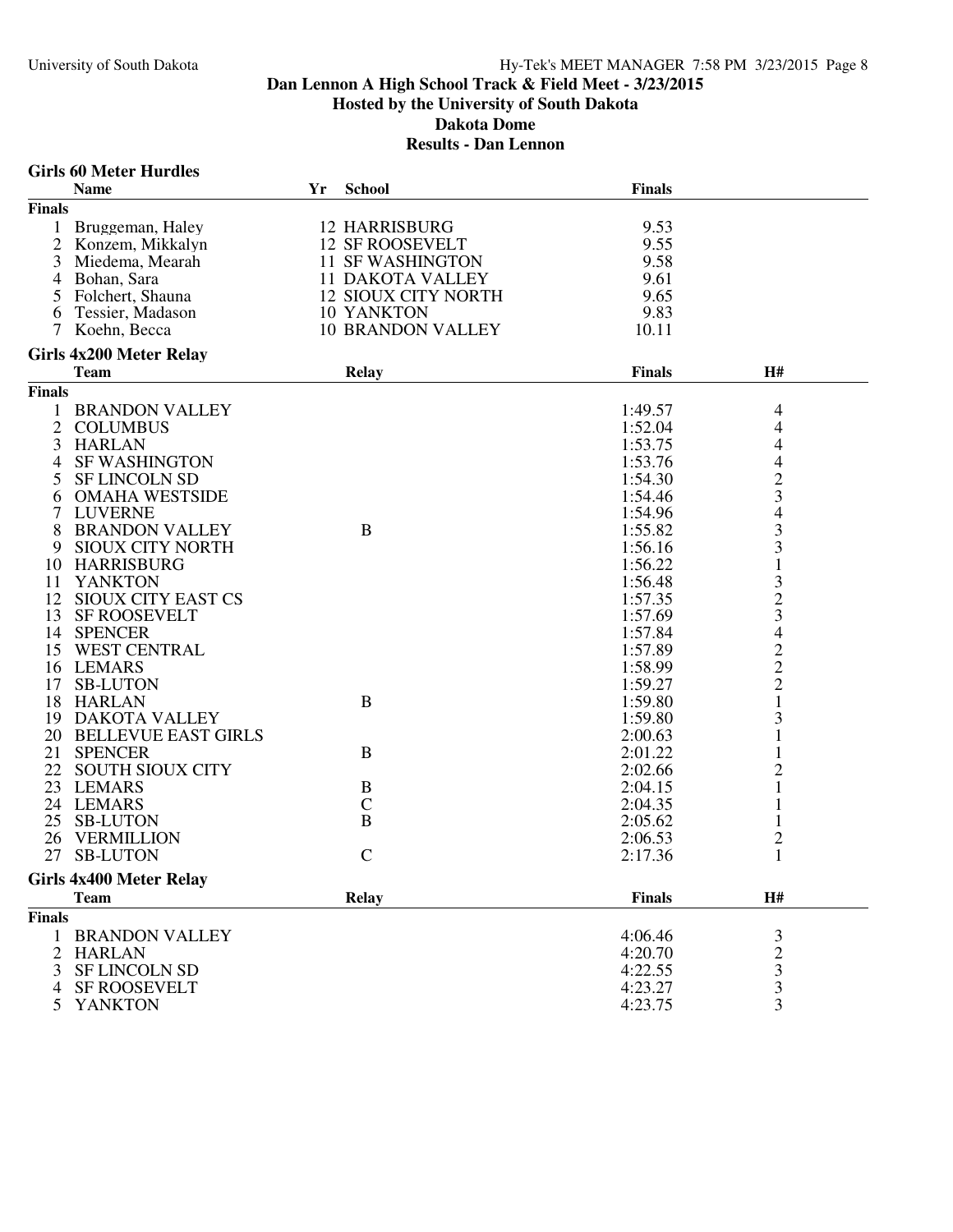# Dan Lennon A High School Track & Field Meet - 3/23/2015

## Hosted by the University of South Dakota

## Dakota Dome

## Results - Dan Lennon

### Girls 60 Meter Hurdles

| | Name | Yr | School | Finals |
|---|---|---|---|---|
| **Finals** | | | | |
| 1 | Bruggeman, Haley | 12 | HARRISBURG | 9.53 |
| 2 | Konzem, Mikkalyn | 12 | SF ROOSEVELT | 9.55 |
| 3 | Miedema, Mearah | 11 | SF WASHINGTON | 9.58 |
| 4 | Bohan, Sara | 11 | DAKOTA VALLEY | 9.61 |
| 5 | Folchert, Shauna | 12 | SIOUX CITY NORTH | 9.65 |
| 6 | Tessier, Madason | 10 | YANKTON | 9.83 |
| 7 | Koehn, Becca | 10 | BRANDON VALLEY | 10.11 |

### Girls 4x200 Meter Relay

| | Team | Relay | Finals | H# |
|---|---|---|---|---|
| **Finals** | | | | |
| 1 | BRANDON VALLEY | | 1:49.57 | 4 |
| 2 | COLUMBUS | | 1:52.04 | 4 |
| 3 | HARLAN | | 1:53.75 | 4 |
| 4 | SF WASHINGTON | | 1:53.76 | 4 |
| 5 | SF LINCOLN SD | | 1:54.30 | 2 |
| 6 | OMAHA WESTSIDE | | 1:54.46 | 3 |
| 7 | LUVERNE | | 1:54.96 | 4 |
| 8 | BRANDON VALLEY | B | 1:55.82 | 3 |
| 9 | SIOUX CITY NORTH | | 1:56.16 | 3 |
| 10 | HARRISBURG | | 1:56.22 | 1 |
| 11 | YANKTON | | 1:56.48 | 3 |
| 12 | SIOUX CITY EAST CS | | 1:57.35 | 2 |
| 13 | SF ROOSEVELT | | 1:57.69 | 3 |
| 14 | SPENCER | | 1:57.84 | 4 |
| 15 | WEST CENTRAL | | 1:57.89 | 2 |
| 16 | LEMARS | | 1:58.99 | 2 |
| 17 | SB-LUTON | | 1:59.27 | 2 |
| 18 | HARLAN | B | 1:59.80 | 1 |
| 19 | DAKOTA VALLEY | | 1:59.80 | 3 |
| 20 | BELLEVUE EAST GIRLS | | 2:00.63 | 1 |
| 21 | SPENCER | B | 2:01.22 | 1 |
| 22 | SOUTH SIOUX CITY | | 2:02.66 | 2 |
| 23 | LEMARS | B | 2:04.15 | 1 |
| 24 | LEMARS | C | 2:04.35 | 1 |
| 25 | SB-LUTON | B | 2:05.62 | 1 |
| 26 | VERMILLION | | 2:06.53 | 2 |
| 27 | SB-LUTON | C | 2:17.36 | 1 |

### Girls 4x400 Meter Relay

| | Team | Relay | Finals | H# |
|---|---|---|---|---|
| **Finals** | | | | |
| 1 | BRANDON VALLEY | | 4:06.46 | 3 |
| 2 | HARLAN | | 4:20.70 | 2 |
| 3 | SF LINCOLN SD | | 4:22.55 | 3 |
| 4 | SF ROOSEVELT | | 4:23.27 | 3 |
| 5 | YANKTON | | 4:23.75 | 3 |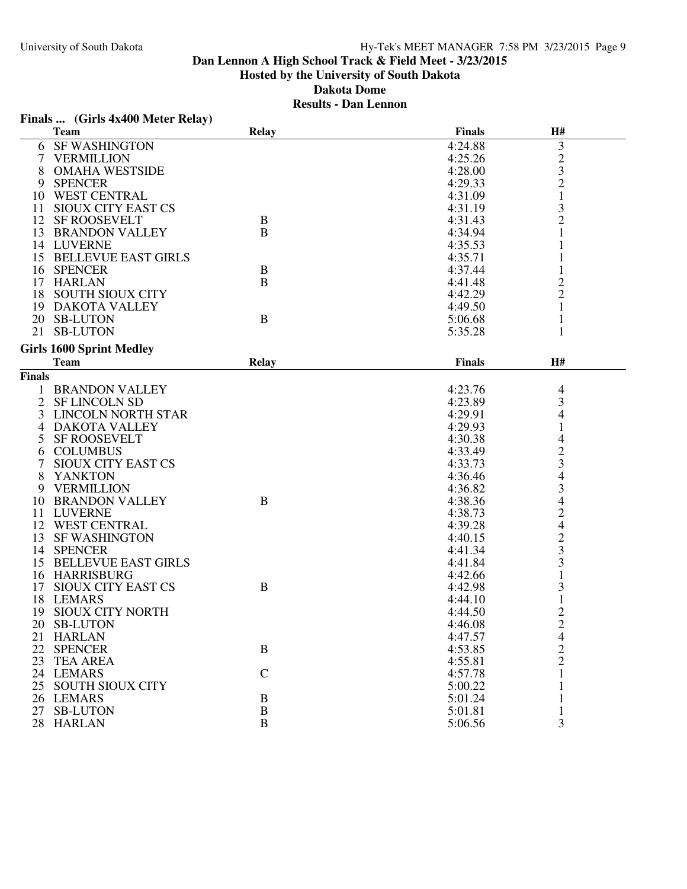## Dan Lennon A High School Track & Field Meet - 3/23/2015

### Hosted by the University of South Dakota

### Dakota Dome

### Results - Dan Lennon

**Finals ... (Girls 4x400 Meter Relay)**

| | Team | Relay | Finals | H# |
|---|---|---|---|---|
| 6 | SF WASHINGTON | | 4:24.88 | 3 |
| 7 | VERMILLION | | 4:25.26 | 2 |
| 8 | OMAHA WESTSIDE | | 4:28.00 | 3 |
| 9 | SPENCER | | 4:29.33 | 2 |
| 10 | WEST CENTRAL | | 4:31.09 | 1 |
| 11 | SIOUX CITY EAST CS | | 4:31.19 | 3 |
| 12 | SF ROOSEVELT | B | 4:31.43 | 2 |
| 13 | BRANDON VALLEY | B | 4:34.94 | 1 |
| 14 | LUVERNE | | 4:35.53 | 1 |
| 15 | BELLEVUE EAST GIRLS | | 4:35.71 | 1 |
| 16 | SPENCER | B | 4:37.44 | 1 |
| 17 | HARLAN | B | 4:41.48 | 2 |
| 18 | SOUTH SIOUX CITY | | 4:42.29 | 2 |
| 19 | DAKOTA VALLEY | | 4:49.50 | 1 |
| 20 | SB-LUTON | B | 5:06.68 | 1 |
| 21 | SB-LUTON | | 5:35.28 | 1 |

**Girls 1600 Sprint Medley**

| | Team | Relay | Finals | H# |
|---|---|---|---|---|
| **Finals** | | | | |
| 1 | BRANDON VALLEY | | 4:23.76 | 4 |
| 2 | SF LINCOLN SD | | 4:23.89 | 3 |
| 3 | LINCOLN NORTH STAR | | 4:29.91 | 4 |
| 4 | DAKOTA VALLEY | | 4:29.93 | 1 |
| 5 | SF ROOSEVELT | | 4:30.38 | 4 |
| 6 | COLUMBUS | | 4:33.49 | 2 |
| 7 | SIOUX CITY EAST CS | | 4:33.73 | 3 |
| 8 | YANKTON | | 4:36.46 | 4 |
| 9 | VERMILLION | | 4:36.82 | 3 |
| 10 | BRANDON VALLEY | B | 4:38.36 | 4 |
| 11 | LUVERNE | | 4:38.73 | 2 |
| 12 | WEST CENTRAL | | 4:39.28 | 4 |
| 13 | SF WASHINGTON | | 4:40.15 | 2 |
| 14 | SPENCER | | 4:41.34 | 3 |
| 15 | BELLEVUE EAST GIRLS | | 4:41.84 | 3 |
| 16 | HARRISBURG | | 4:42.66 | 1 |
| 17 | SIOUX CITY EAST CS | B | 4:42.98 | 3 |
| 18 | LEMARS | | 4:44.10 | 1 |
| 19 | SIOUX CITY NORTH | | 4:44.50 | 2 |
| 20 | SB-LUTON | | 4:46.08 | 2 |
| 21 | HARLAN | | 4:47.57 | 4 |
| 22 | SPENCER | B | 4:53.85 | 2 |
| 23 | TEA AREA | | 4:55.81 | 2 |
| 24 | LEMARS | C | 4:57.78 | 1 |
| 25 | SOUTH SIOUX CITY | | 5:00.22 | 1 |
| 26 | LEMARS | B | 5:01.24 | 1 |
| 27 | SB-LUTON | B | 5:01.81 | 1 |
| 28 | HARLAN | B | 5:06.56 | 3 |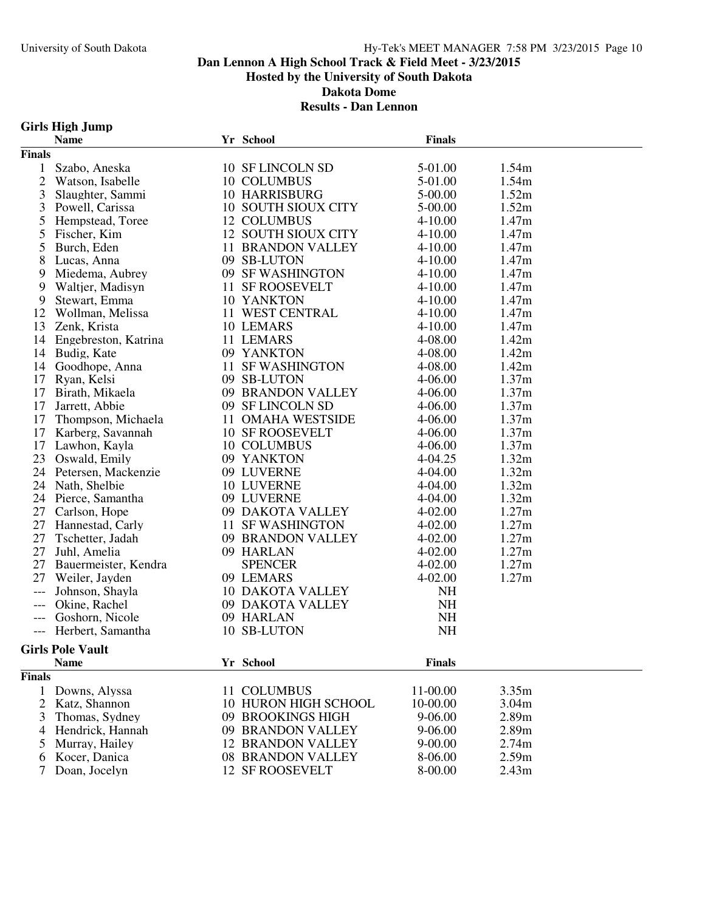# Dan Lennon A High School Track & Field Meet - 3/23/2015

## Hosted by the University of South Dakota

## Dakota Dome

## Results - Dan Lennon

### Girls High Jump

| | Name | Yr | School | Finals | |
|---|---|---|---|---|---|
| **Finals** | | | | | |
| 1 | Szabo, Aneska | 10 | SF LINCOLN SD | 5-01.00 | 1.54m |
| 2 | Watson, Isabelle | 10 | COLUMBUS | 5-01.00 | 1.54m |
| 3 | Slaughter, Sammi | 10 | HARRISBURG | 5-00.00 | 1.52m |
| 3 | Powell, Carissa | 10 | SOUTH SIOUX CITY | 5-00.00 | 1.52m |
| 5 | Hempstead, Toree | 12 | COLUMBUS | 4-10.00 | 1.47m |
| 5 | Fischer, Kim | 12 | SOUTH SIOUX CITY | 4-10.00 | 1.47m |
| 5 | Burch, Eden | 11 | BRANDON VALLEY | 4-10.00 | 1.47m |
| 8 | Lucas, Anna | 09 | SB-LUTON | 4-10.00 | 1.47m |
| 9 | Miedema, Aubrey | 09 | SF WASHINGTON | 4-10.00 | 1.47m |
| 9 | Waltjer, Madisyn | 11 | SF ROOSEVELT | 4-10.00 | 1.47m |
| 9 | Stewart, Emma | 10 | YANKTON | 4-10.00 | 1.47m |
| 12 | Wollman, Melissa | 11 | WEST CENTRAL | 4-10.00 | 1.47m |
| 13 | Zenk, Krista | 10 | LEMARS | 4-10.00 | 1.47m |
| 14 | Engebreston, Katrina | 11 | LEMARS | 4-08.00 | 1.42m |
| 14 | Budig, Kate | 09 | YANKTON | 4-08.00 | 1.42m |
| 14 | Goodhope, Anna | 11 | SF WASHINGTON | 4-08.00 | 1.42m |
| 17 | Ryan, Kelsi | 09 | SB-LUTON | 4-06.00 | 1.37m |
| 17 | Birath, Mikaela | 09 | BRANDON VALLEY | 4-06.00 | 1.37m |
| 17 | Jarrett, Abbie | 09 | SF LINCOLN SD | 4-06.00 | 1.37m |
| 17 | Thompson, Michaela | 11 | OMAHA WESTSIDE | 4-06.00 | 1.37m |
| 17 | Karberg, Savannah | 10 | SF ROOSEVELT | 4-06.00 | 1.37m |
| 17 | Lawhon, Kayla | 10 | COLUMBUS | 4-06.00 | 1.37m |
| 23 | Oswald, Emily | 09 | YANKTON | 4-04.25 | 1.32m |
| 24 | Petersen, Mackenzie | 09 | LUVERNE | 4-04.00 | 1.32m |
| 24 | Nath, Shelbie | 10 | LUVERNE | 4-04.00 | 1.32m |
| 24 | Pierce, Samantha | 09 | LUVERNE | 4-04.00 | 1.32m |
| 27 | Carlson, Hope | 09 | DAKOTA VALLEY | 4-02.00 | 1.27m |
| 27 | Hannestad, Carly | 11 | SF WASHINGTON | 4-02.00 | 1.27m |
| 27 | Tschetter, Jadah | 09 | BRANDON VALLEY | 4-02.00 | 1.27m |
| 27 | Juhl, Amelia | 09 | HARLAN | 4-02.00 | 1.27m |
| 27 | Bauermeister, Kendra | | SPENCER | 4-02.00 | 1.27m |
| 27 | Weiler, Jayden | 09 | LEMARS | 4-02.00 | 1.27m |
| --- | Johnson, Shayla | 10 | DAKOTA VALLEY | NH | |
| --- | Okine, Rachel | 09 | DAKOTA VALLEY | NH | |
| --- | Goshorn, Nicole | 09 | HARLAN | NH | |
| --- | Herbert, Samantha | 10 | SB-LUTON | NH | |

### Girls Pole Vault

| | Name | Yr | School | Finals | |
|---|---|---|---|---|---|
| **Finals** | | | | | |
| 1 | Downs, Alyssa | 11 | COLUMBUS | 11-00.00 | 3.35m |
| 2 | Katz, Shannon | 10 | HURON HIGH SCHOOL | 10-00.00 | 3.04m |
| 3 | Thomas, Sydney | 09 | BROOKINGS HIGH | 9-06.00 | 2.89m |
| 4 | Hendrick, Hannah | 09 | BRANDON VALLEY | 9-06.00 | 2.89m |
| 5 | Murray, Hailey | 12 | BRANDON VALLEY | 9-00.00 | 2.74m |
| 6 | Kocer, Danica | 08 | BRANDON VALLEY | 8-06.00 | 2.59m |
| 7 | Doan, Jocelyn | 12 | SF ROOSEVELT | 8-00.00 | 2.43m |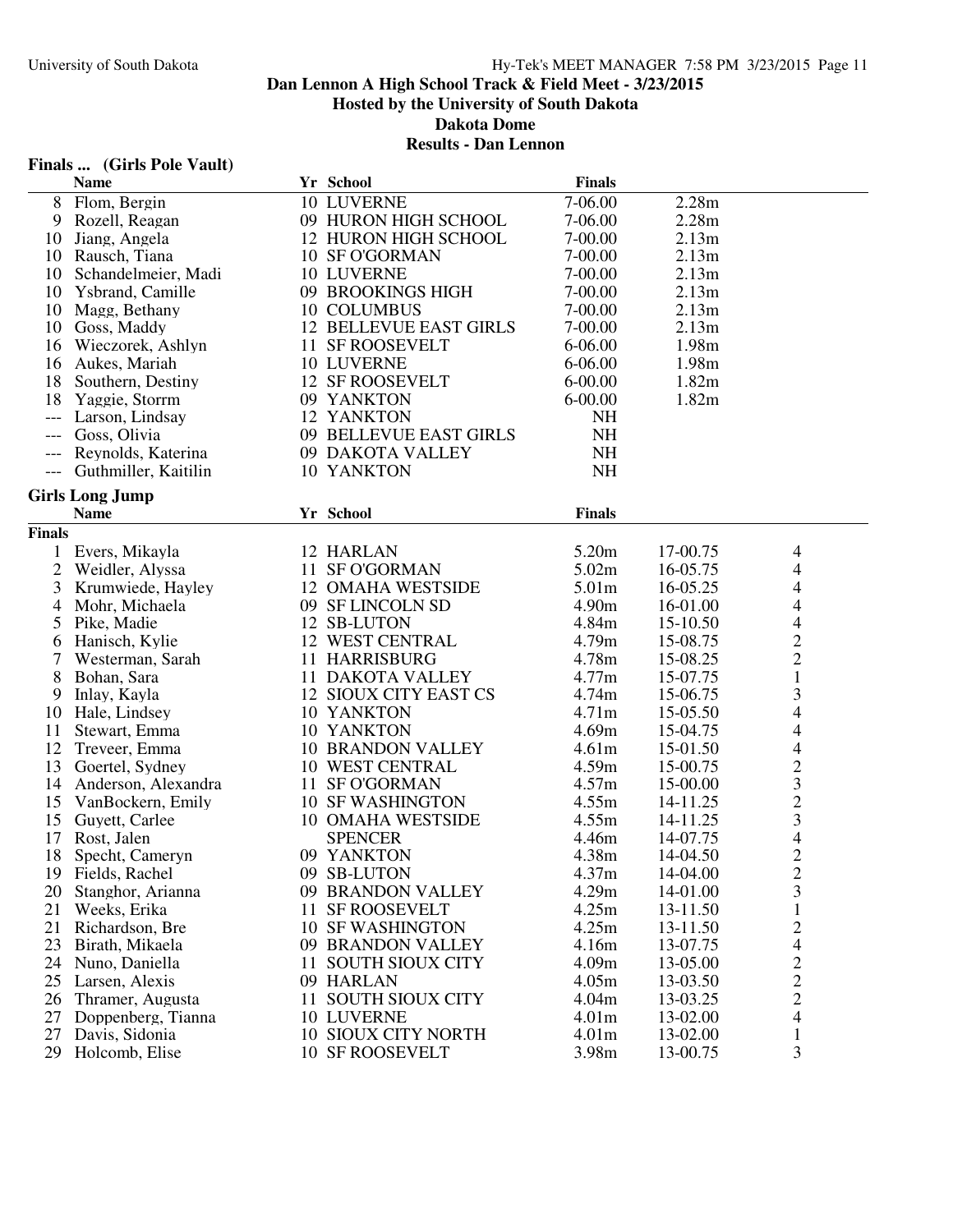# Dan Lennon A High School Track & Field Meet - 3/23/2015

**Hosted by the University of South Dakota**

**Dakota Dome**

**Results - Dan Lennon**

## Finals ... (Girls Pole Vault)

| | Name | Yr | School | Finals | |
|---|---|---|---|---|---|
| 8 | Flom, Bergin | 10 | LUVERNE | 7-06.00 | 2.28m |
| 9 | Rozell, Reagan | 09 | HURON HIGH SCHOOL | 7-06.00 | 2.28m |
| 10 | Jiang, Angela | 12 | HURON HIGH SCHOOL | 7-00.00 | 2.13m |
| 10 | Rausch, Tiana | 10 | SF O'GORMAN | 7-00.00 | 2.13m |
| 10 | Schandelmeier, Madi | 10 | LUVERNE | 7-00.00 | 2.13m |
| 10 | Ysbrand, Camille | 09 | BROOKINGS HIGH | 7-00.00 | 2.13m |
| 10 | Magg, Bethany | 10 | COLUMBUS | 7-00.00 | 2.13m |
| 10 | Goss, Maddy | 12 | BELLEVUE EAST GIRLS | 7-00.00 | 2.13m |
| 16 | Wieczorek, Ashlyn | 11 | SF ROOSEVELT | 6-06.00 | 1.98m |
| 16 | Aukes, Mariah | 10 | LUVERNE | 6-06.00 | 1.98m |
| 18 | Southern, Destiny | 12 | SF ROOSEVELT | 6-00.00 | 1.82m |
| 18 | Yaggie, Storrm | 09 | YANKTON | 6-00.00 | 1.82m |
| --- | Larson, Lindsay | 12 | YANKTON | NH | |
| --- | Goss, Olivia | 09 | BELLEVUE EAST GIRLS | NH | |
| --- | Reynolds, Katerina | 09 | DAKOTA VALLEY | NH | |
| --- | Guthmiller, Kaitilin | 10 | YANKTON | NH | |

## Girls Long Jump

**Finals**

| | Name | Yr | School | Finals | | |
|---|---|---|---|---|---|---|
| 1 | Evers, Mikayla | 12 | HARLAN | 5.20m | 17-00.75 | 4 |
| 2 | Weidler, Alyssa | 11 | SF O'GORMAN | 5.02m | 16-05.75 | 4 |
| 3 | Krumwiede, Hayley | 12 | OMAHA WESTSIDE | 5.01m | 16-05.25 | 4 |
| 4 | Mohr, Michaela | 09 | SF LINCOLN SD | 4.90m | 16-01.00 | 4 |
| 5 | Pike, Madie | 12 | SB-LUTON | 4.84m | 15-10.50 | 4 |
| 6 | Hanisch, Kylie | 12 | WEST CENTRAL | 4.79m | 15-08.75 | 2 |
| 7 | Westerman, Sarah | 11 | HARRISBURG | 4.78m | 15-08.25 | 2 |
| 8 | Bohan, Sara | 11 | DAKOTA VALLEY | 4.77m | 15-07.75 | 1 |
| 9 | Inlay, Kayla | 12 | SIOUX CITY EAST CS | 4.74m | 15-06.75 | 3 |
| 10 | Hale, Lindsey | 10 | YANKTON | 4.71m | 15-05.50 | 4 |
| 11 | Stewart, Emma | 10 | YANKTON | 4.69m | 15-04.75 | 4 |
| 12 | Treveer, Emma | 10 | BRANDON VALLEY | 4.61m | 15-01.50 | 4 |
| 13 | Goertel, Sydney | 10 | WEST CENTRAL | 4.59m | 15-00.75 | 2 |
| 14 | Anderson, Alexandra | 11 | SF O'GORMAN | 4.57m | 15-00.00 | 3 |
| 15 | VanBockern, Emily | 10 | SF WASHINGTON | 4.55m | 14-11.25 | 2 |
| 15 | Guyett, Carlee | 10 | OMAHA WESTSIDE | 4.55m | 14-11.25 | 3 |
| 17 | Rost, Jalen | | SPENCER | 4.46m | 14-07.75 | 4 |
| 18 | Specht, Cameryn | 09 | YANKTON | 4.38m | 14-04.50 | 2 |
| 19 | Fields, Rachel | 09 | SB-LUTON | 4.37m | 14-04.00 | 2 |
| 20 | Stanghor, Arianna | 09 | BRANDON VALLEY | 4.29m | 14-01.00 | 3 |
| 21 | Weeks, Erika | 11 | SF ROOSEVELT | 4.25m | 13-11.50 | 1 |
| 21 | Richardson, Bre | 10 | SF WASHINGTON | 4.25m | 13-11.50 | 2 |
| 23 | Birath, Mikaela | 09 | BRANDON VALLEY | 4.16m | 13-07.75 | 4 |
| 24 | Nuno, Daniella | 11 | SOUTH SIOUX CITY | 4.09m | 13-05.00 | 2 |
| 25 | Larsen, Alexis | 09 | HARLAN | 4.05m | 13-03.50 | 2 |
| 26 | Thramer, Augusta | 11 | SOUTH SIOUX CITY | 4.04m | 13-03.25 | 2 |
| 27 | Doppenberg, Tianna | 10 | LUVERNE | 4.01m | 13-02.00 | 4 |
| 27 | Davis, Sidonia | 10 | SIOUX CITY NORTH | 4.01m | 13-02.00 | 1 |
| 29 | Holcomb, Elise | 10 | SF ROOSEVELT | 3.98m | 13-00.75 | 3 |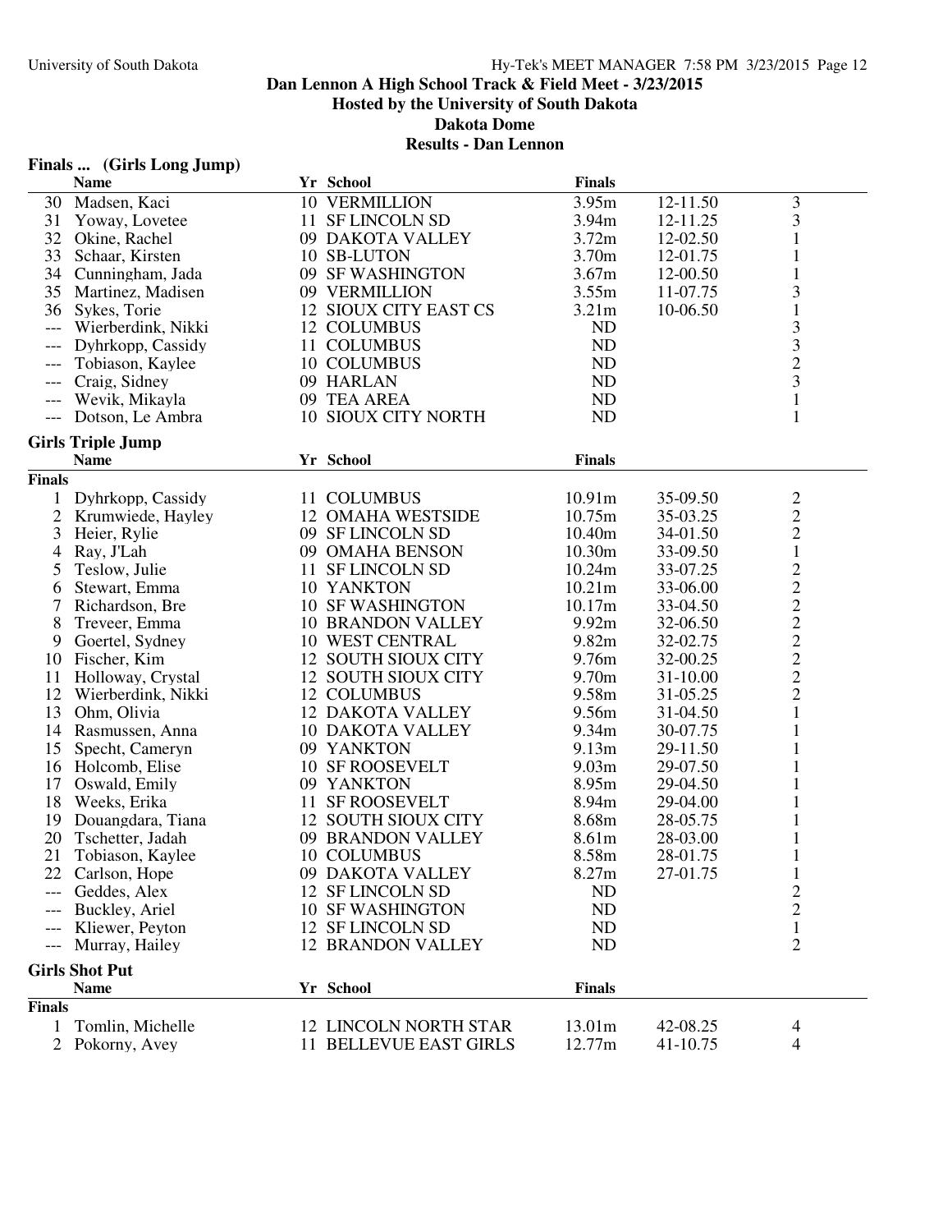# Dan Lennon A High School Track & Field Meet - 3/23/2015

## Hosted by the University of South Dakota

## Dakota Dome

## Results - Dan Lennon

### Finals ... (Girls Long Jump)

| | Name | Yr | School | Finals | | |
|---|---|---|---|---|---|---|
| 30 | Madsen, Kaci | 10 | VERMILLION | 3.95m | 12-11.50 | 3 |
| 31 | Yoway, Lovetee | 11 | SF LINCOLN SD | 3.94m | 12-11.25 | 3 |
| 32 | Okine, Rachel | 09 | DAKOTA VALLEY | 3.72m | 12-02.50 | 1 |
| 33 | Schaar, Kirsten | 10 | SB-LUTON | 3.70m | 12-01.75 | 1 |
| 34 | Cunningham, Jada | 09 | SF WASHINGTON | 3.67m | 12-00.50 | 1 |
| 35 | Martinez, Madisen | 09 | VERMILLION | 3.55m | 11-07.75 | 3 |
| 36 | Sykes, Torie | 12 | SIOUX CITY EAST CS | 3.21m | 10-06.50 | 1 |
| --- | Wierberdink, Nikki | 12 | COLUMBUS | ND | | 3 |
| --- | Dyhrkopp, Cassidy | 11 | COLUMBUS | ND | | 3 |
| --- | Tobiason, Kaylee | 10 | COLUMBUS | ND | | 2 |
| --- | Craig, Sidney | 09 | HARLAN | ND | | 3 |
| --- | Wevik, Mikayla | 09 | TEA AREA | ND | | 1 |
| --- | Dotson, Le Ambra | 10 | SIOUX CITY NORTH | ND | | 1 |

### Girls Triple Jump

**Finals**

| | Name | Yr | School | Finals | | |
|---|---|---|---|---|---|---|
| 1 | Dyhrkopp, Cassidy | 11 | COLUMBUS | 10.91m | 35-09.50 | 2 |
| 2 | Krumwiede, Hayley | 12 | OMAHA WESTSIDE | 10.75m | 35-03.25 | 2 |
| 3 | Heier, Rylie | 09 | SF LINCOLN SD | 10.40m | 34-01.50 | 2 |
| 4 | Ray, J'Lah | 09 | OMAHA BENSON | 10.30m | 33-09.50 | 1 |
| 5 | Teslow, Julie | 11 | SF LINCOLN SD | 10.24m | 33-07.25 | 2 |
| 6 | Stewart, Emma | 10 | YANKTON | 10.21m | 33-06.00 | 2 |
| 7 | Richardson, Bre | 10 | SF WASHINGTON | 10.17m | 33-04.50 | 2 |
| 8 | Treveer, Emma | 10 | BRANDON VALLEY | 9.92m | 32-06.50 | 2 |
| 9 | Goertel, Sydney | 10 | WEST CENTRAL | 9.82m | 32-02.75 | 2 |
| 10 | Fischer, Kim | 12 | SOUTH SIOUX CITY | 9.76m | 32-00.25 | 2 |
| 11 | Holloway, Crystal | 12 | SOUTH SIOUX CITY | 9.70m | 31-10.00 | 2 |
| 12 | Wierberdink, Nikki | 12 | COLUMBUS | 9.58m | 31-05.25 | 2 |
| 13 | Ohm, Olivia | 12 | DAKOTA VALLEY | 9.56m | 31-04.50 | 1 |
| 14 | Rasmussen, Anna | 10 | DAKOTA VALLEY | 9.34m | 30-07.75 | 1 |
| 15 | Specht, Cameryn | 09 | YANKTON | 9.13m | 29-11.50 | 1 |
| 16 | Holcomb, Elise | 10 | SF ROOSEVELT | 9.03m | 29-07.50 | 1 |
| 17 | Oswald, Emily | 09 | YANKTON | 8.95m | 29-04.50 | 1 |
| 18 | Weeks, Erika | 11 | SF ROOSEVELT | 8.94m | 29-04.00 | 1 |
| 19 | Douangdara, Tiana | 12 | SOUTH SIOUX CITY | 8.68m | 28-05.75 | 1 |
| 20 | Tschetter, Jadah | 09 | BRANDON VALLEY | 8.61m | 28-03.00 | 1 |
| 21 | Tobiason, Kaylee | 10 | COLUMBUS | 8.58m | 28-01.75 | 1 |
| 22 | Carlson, Hope | 09 | DAKOTA VALLEY | 8.27m | 27-01.75 | 1 |
| --- | Geddes, Alex | 12 | SF LINCOLN SD | ND | | 2 |
| --- | Buckley, Ariel | 10 | SF WASHINGTON | ND | | 2 |
| --- | Kliewer, Peyton | 12 | SF LINCOLN SD | ND | | 1 |
| --- | Murray, Hailey | 12 | BRANDON VALLEY | ND | | 2 |

### Girls Shot Put

**Finals**

| | Name | Yr | School | Finals | | |
|---|---|---|---|---|---|---|
| 1 | Tomlin, Michelle | 12 | LINCOLN NORTH STAR | 13.01m | 42-08.25 | 4 |
| 2 | Pokorny, Avey | 11 | BELLEVUE EAST GIRLS | 12.77m | 41-10.75 | 4 |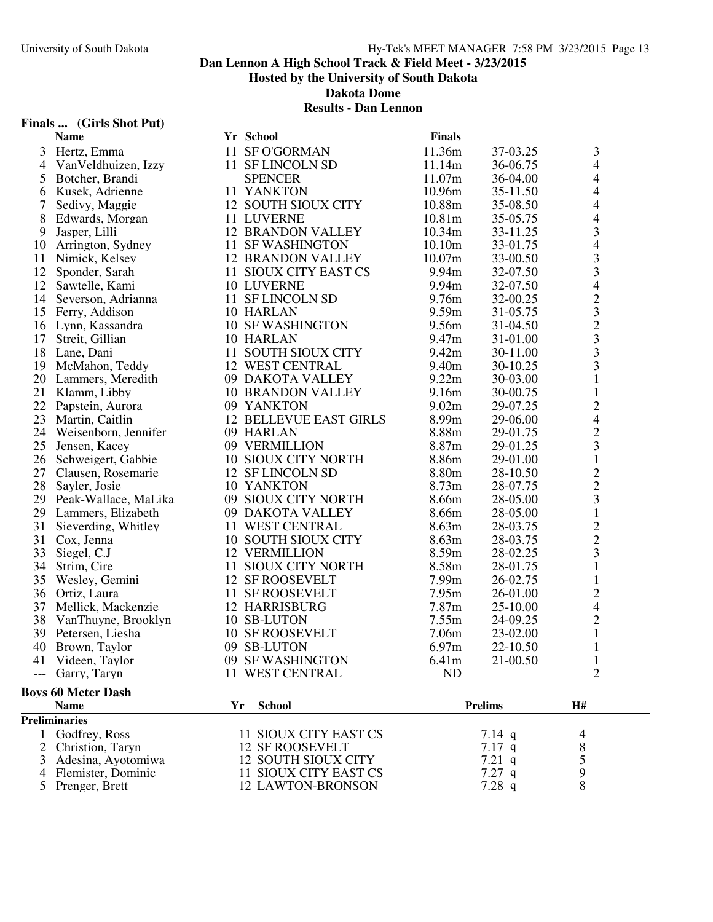# Dan Lennon A High School Track & Field Meet - 3/23/2015

**Hosted by the University of South Dakota**

**Dakota Dome**

**Results - Dan Lennon**

## Finals ... (Girls Shot Put)

| | Name | Yr | School | Finals | | |
|---|---|---|---|---|---|---|
| 3 | Hertz, Emma | 11 | SF O'GORMAN | 11.36m | 37-03.25 | 3 |
| 4 | VanVeldhuizen, Izzy | 11 | SF LINCOLN SD | 11.14m | 36-06.75 | 4 |
| 5 | Botcher, Brandi | | SPENCER | 11.07m | 36-04.00 | 4 |
| 6 | Kusek, Adrienne | 11 | YANKTON | 10.96m | 35-11.50 | 4 |
| 7 | Sedivy, Maggie | 12 | SOUTH SIOUX CITY | 10.88m | 35-08.50 | 4 |
| 8 | Edwards, Morgan | 11 | LUVERNE | 10.81m | 35-05.75 | 4 |
| 9 | Jasper, Lilli | 12 | BRANDON VALLEY | 10.34m | 33-11.25 | 3 |
| 10 | Arrington, Sydney | 11 | SF WASHINGTON | 10.10m | 33-01.75 | 4 |
| 11 | Nimick, Kelsey | 12 | BRANDON VALLEY | 10.07m | 33-00.50 | 3 |
| 12 | Sponder, Sarah | 11 | SIOUX CITY EAST CS | 9.94m | 32-07.50 | 3 |
| 12 | Sawtelle, Kami | 10 | LUVERNE | 9.94m | 32-07.50 | 4 |
| 14 | Severson, Adrianna | 11 | SF LINCOLN SD | 9.76m | 32-00.25 | 2 |
| 15 | Ferry, Addison | 10 | HARLAN | 9.59m | 31-05.75 | 3 |
| 16 | Lynn, Kassandra | 10 | SF WASHINGTON | 9.56m | 31-04.50 | 2 |
| 17 | Streit, Gillian | 10 | HARLAN | 9.47m | 31-01.00 | 3 |
| 18 | Lane, Dani | 11 | SOUTH SIOUX CITY | 9.42m | 30-11.00 | 3 |
| 19 | McMahon, Teddy | 12 | WEST CENTRAL | 9.40m | 30-10.25 | 3 |
| 20 | Lammers, Meredith | 09 | DAKOTA VALLEY | 9.22m | 30-03.00 | 1 |
| 21 | Klamm, Libby | 10 | BRANDON VALLEY | 9.16m | 30-00.75 | 1 |
| 22 | Papstein, Aurora | 09 | YANKTON | 9.02m | 29-07.25 | 2 |
| 23 | Martin, Caitlin | 12 | BELLEVUE EAST GIRLS | 8.99m | 29-06.00 | 4 |
| 24 | Weisenborn, Jennifer | 09 | HARLAN | 8.88m | 29-01.75 | 2 |
| 25 | Jensen, Kacey | 09 | VERMILLION | 8.87m | 29-01.25 | 3 |
| 26 | Schweigert, Gabbie | 10 | SIOUX CITY NORTH | 8.86m | 29-01.00 | 1 |
| 27 | Clausen, Rosemarie | 12 | SF LINCOLN SD | 8.80m | 28-10.50 | 2 |
| 28 | Sayler, Josie | 10 | YANKTON | 8.73m | 28-07.75 | 2 |
| 29 | Peak-Wallace, MaLika | 09 | SIOUX CITY NORTH | 8.66m | 28-05.00 | 3 |
| 29 | Lammers, Elizabeth | 09 | DAKOTA VALLEY | 8.66m | 28-05.00 | 1 |
| 31 | Sieverding, Whitley | 11 | WEST CENTRAL | 8.63m | 28-03.75 | 2 |
| 31 | Cox, Jenna | 10 | SOUTH SIOUX CITY | 8.63m | 28-03.75 | 2 |
| 33 | Siegel, C.J | 12 | VERMILLION | 8.59m | 28-02.25 | 3 |
| 34 | Strim, Cire | 11 | SIOUX CITY NORTH | 8.58m | 28-01.75 | 1 |
| 35 | Wesley, Gemini | 12 | SF ROOSEVELT | 7.99m | 26-02.75 | 1 |
| 36 | Ortiz, Laura | 11 | SF ROOSEVELT | 7.95m | 26-01.00 | 2 |
| 37 | Mellick, Mackenzie | 12 | HARRISBURG | 7.87m | 25-10.00 | 4 |
| 38 | VanThuyne, Brooklyn | 10 | SB-LUTON | 7.55m | 24-09.25 | 2 |
| 39 | Petersen, Liesha | 10 | SF ROOSEVELT | 7.06m | 23-02.00 | 1 |
| 40 | Brown, Taylor | 09 | SB-LUTON | 6.97m | 22-10.50 | 1 |
| 41 | Videen, Taylor | 09 | SF WASHINGTON | 6.41m | 21-00.50 | 1 |
| --- | Garry, Taryn | 11 | WEST CENTRAL | ND | | 2 |

## Boys 60 Meter Dash

**Preliminaries**

| | Name | Yr | School | Prelims | | H# |
|---|---|---|---|---|---|---|
| 1 | Godfrey, Ross | 11 | SIOUX CITY EAST CS | 7.14 | q | 4 |
| 2 | Christion, Taryn | 12 | SF ROOSEVELT | 7.17 | q | 8 |
| 3 | Adesina, Ayotomiwa | 12 | SOUTH SIOUX CITY | 7.21 | q | 5 |
| 4 | Flemister, Dominic | 11 | SIOUX CITY EAST CS | 7.27 | q | 9 |
| 5 | Prenger, Brett | 12 | LAWTON-BRONSON | 7.28 | q | 8 |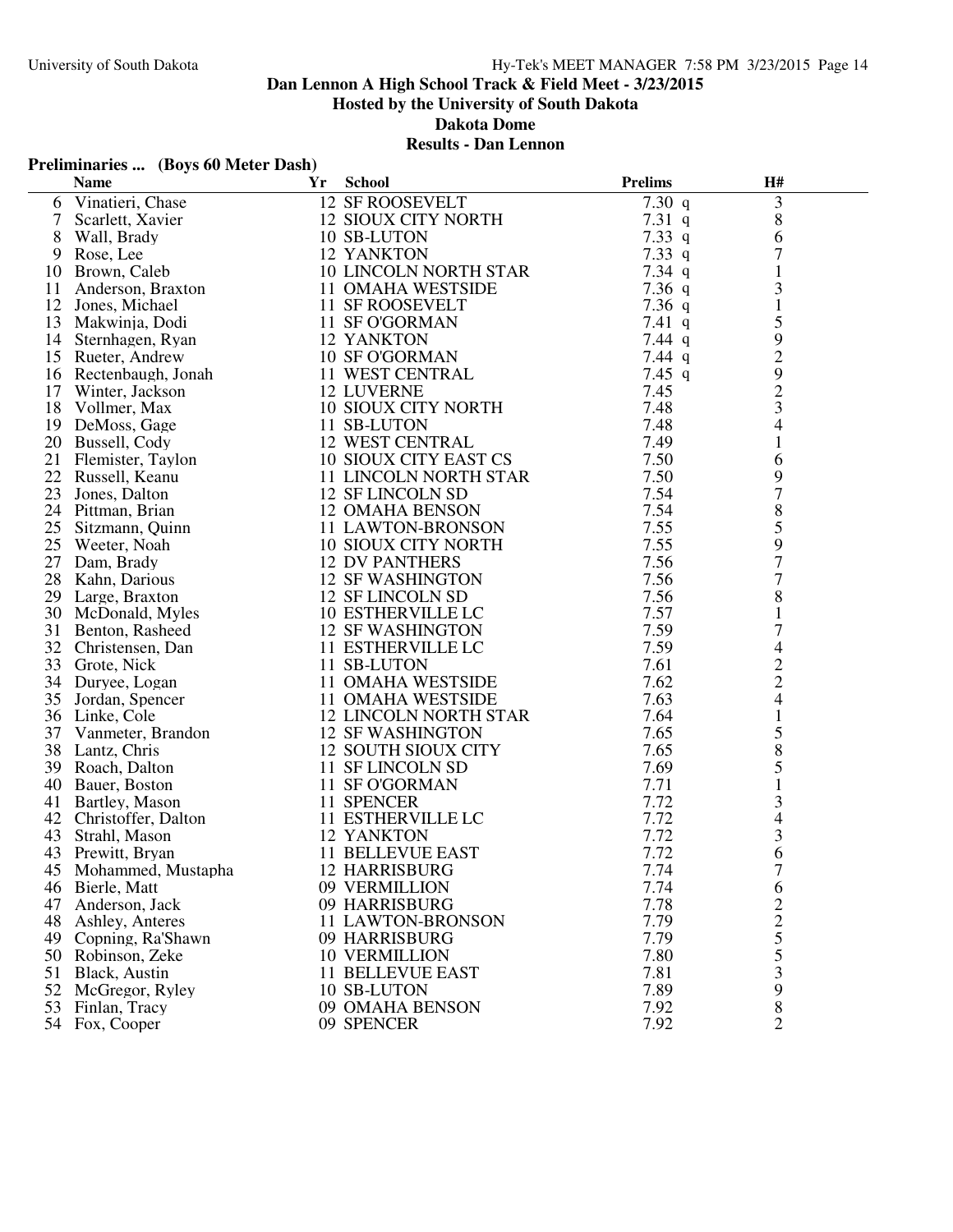**Dan Lennon A High School Track & Field Meet - 3/23/2015**

**Hosted by the University of South Dakota**

**Dakota Dome**

**Results - Dan Lennon**

### Preliminaries ... (Boys 60 Meter Dash)

| | Name | Yr | School | Prelims | H# |
|---|---|---|---|---|---|
| 6 | Vinatieri, Chase | 12 | SF ROOSEVELT | 7.30 q | 3 |
| 7 | Scarlett, Xavier | 12 | SIOUX CITY NORTH | 7.31 q | 8 |
| 8 | Wall, Brady | 10 | SB-LUTON | 7.33 q | 6 |
| 9 | Rose, Lee | 12 | YANKTON | 7.33 q | 7 |
| 10 | Brown, Caleb | 10 | LINCOLN NORTH STAR | 7.34 q | 1 |
| 11 | Anderson, Braxton | 11 | OMAHA WESTSIDE | 7.36 q | 3 |
| 12 | Jones, Michael | 11 | SF ROOSEVELT | 7.36 q | 1 |
| 13 | Makwinja, Dodi | 11 | SF O'GORMAN | 7.41 q | 5 |
| 14 | Sternhagen, Ryan | 12 | YANKTON | 7.44 q | 9 |
| 15 | Rueter, Andrew | 10 | SF O'GORMAN | 7.44 q | 2 |
| 16 | Rectenbaugh, Jonah | 11 | WEST CENTRAL | 7.45 q | 9 |
| 17 | Winter, Jackson | 12 | LUVERNE | 7.45 | 2 |
| 18 | Vollmer, Max | 10 | SIOUX CITY NORTH | 7.48 | 3 |
| 19 | DeMoss, Gage | 11 | SB-LUTON | 7.48 | 4 |
| 20 | Bussell, Cody | 12 | WEST CENTRAL | 7.49 | 1 |
| 21 | Flemister, Taylon | 10 | SIOUX CITY EAST CS | 7.50 | 6 |
| 22 | Russell, Keanu | 11 | LINCOLN NORTH STAR | 7.50 | 9 |
| 23 | Jones, Dalton | 12 | SF LINCOLN SD | 7.54 | 7 |
| 24 | Pittman, Brian | 12 | OMAHA BENSON | 7.54 | 8 |
| 25 | Sitzmann, Quinn | 11 | LAWTON-BRONSON | 7.55 | 5 |
| 25 | Weeter, Noah | 10 | SIOUX CITY NORTH | 7.55 | 9 |
| 27 | Dam, Brady | 12 | DV PANTHERS | 7.56 | 7 |
| 28 | Kahn, Darious | 12 | SF WASHINGTON | 7.56 | 7 |
| 29 | Large, Braxton | 12 | SF LINCOLN SD | 7.56 | 8 |
| 30 | McDonald, Myles | 10 | ESTHERVILLE LC | 7.57 | 1 |
| 31 | Benton, Rasheed | 12 | SF WASHINGTON | 7.59 | 7 |
| 32 | Christensen, Dan | 11 | ESTHERVILLE LC | 7.59 | 4 |
| 33 | Grote, Nick | 11 | SB-LUTON | 7.61 | 2 |
| 34 | Duryee, Logan | 11 | OMAHA WESTSIDE | 7.62 | 2 |
| 35 | Jordan, Spencer | 11 | OMAHA WESTSIDE | 7.63 | 4 |
| 36 | Linke, Cole | 12 | LINCOLN NORTH STAR | 7.64 | 1 |
| 37 | Vanmeter, Brandon | 12 | SF WASHINGTON | 7.65 | 5 |
| 38 | Lantz, Chris | 12 | SOUTH SIOUX CITY | 7.65 | 8 |
| 39 | Roach, Dalton | 11 | SF LINCOLN SD | 7.69 | 5 |
| 40 | Bauer, Boston | 11 | SF O'GORMAN | 7.71 | 1 |
| 41 | Bartley, Mason | 11 | SPENCER | 7.72 | 3 |
| 42 | Christoffer, Dalton | 11 | ESTHERVILLE LC | 7.72 | 4 |
| 43 | Strahl, Mason | 12 | YANKTON | 7.72 | 3 |
| 43 | Prewitt, Bryan | 11 | BELLEVUE EAST | 7.72 | 6 |
| 45 | Mohammed, Mustapha | 12 | HARRISBURG | 7.74 | 7 |
| 46 | Bierle, Matt | 09 | VERMILLION | 7.74 | 6 |
| 47 | Anderson, Jack | 09 | HARRISBURG | 7.78 | 2 |
| 48 | Ashley, Anteres | 11 | LAWTON-BRONSON | 7.79 | 2 |
| 49 | Copning, Ra'Shawn | 09 | HARRISBURG | 7.79 | 5 |
| 50 | Robinson, Zeke | 10 | VERMILLION | 7.80 | 5 |
| 51 | Black, Austin | 11 | BELLEVUE EAST | 7.81 | 3 |
| 52 | McGregor, Ryley | 10 | SB-LUTON | 7.89 | 9 |
| 53 | Finlan, Tracy | 09 | OMAHA BENSON | 7.92 | 8 |
| 54 | Fox, Cooper | 09 | SPENCER | 7.92 | 2 |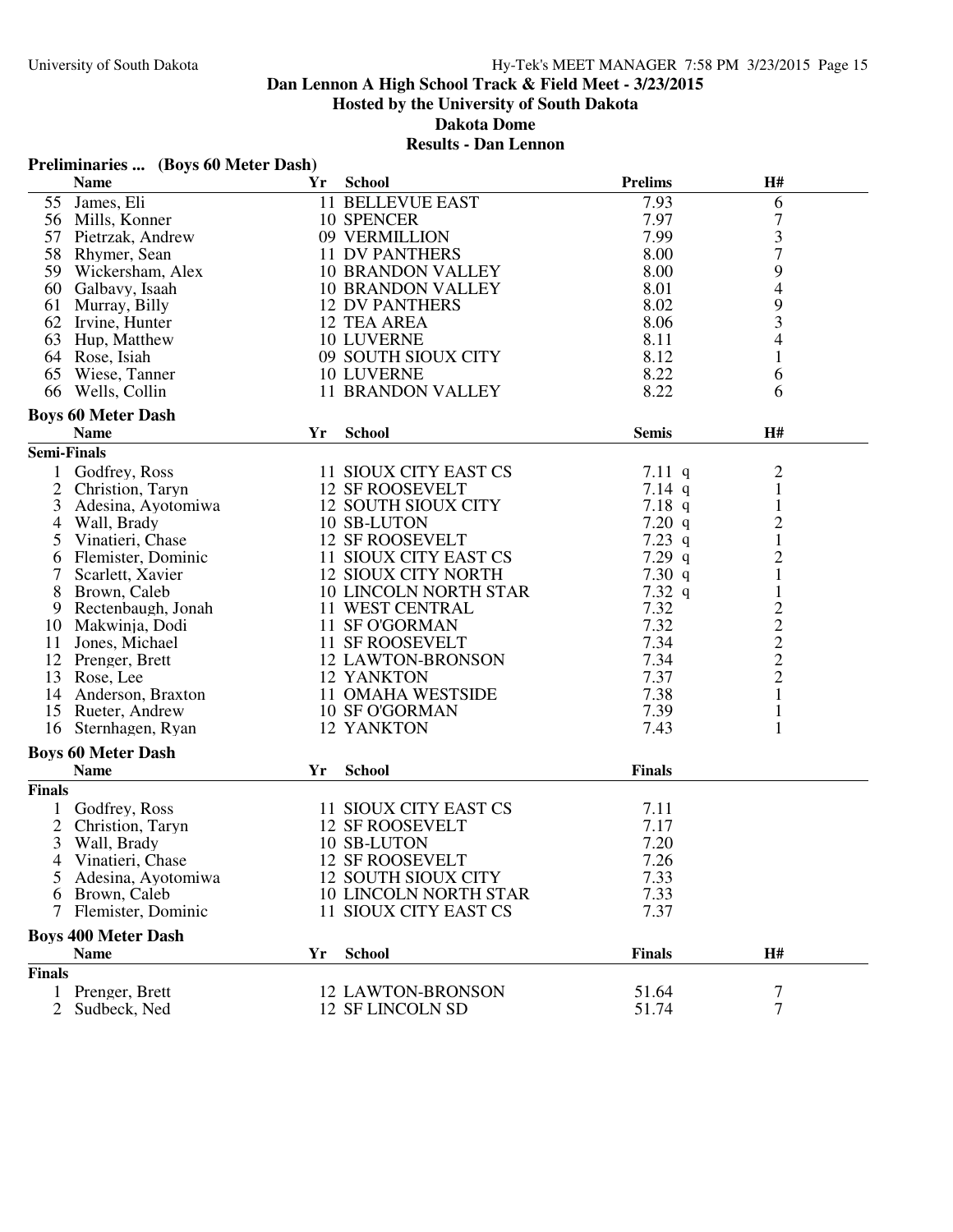**Dan Lennon A High School Track & Field Meet - 3/23/2015**

**Hosted by the University of South Dakota**

**Dakota Dome**

**Results - Dan Lennon**

### Preliminaries ... (Boys 60 Meter Dash)

| | Name | Yr | School | Prelims | H# |
|---|---|---|---|---|---|
| 55 | James, Eli | 11 | BELLEVUE EAST | 7.93 | 6 |
| 56 | Mills, Konner | 10 | SPENCER | 7.97 | 7 |
| 57 | Pietrzak, Andrew | 09 | VERMILLION | 7.99 | 3 |
| 58 | Rhymer, Sean | 11 | DV PANTHERS | 8.00 | 7 |
| 59 | Wickersham, Alex | 10 | BRANDON VALLEY | 8.00 | 9 |
| 60 | Galbavy, Isaah | 10 | BRANDON VALLEY | 8.01 | 4 |
| 61 | Murray, Billy | 12 | DV PANTHERS | 8.02 | 9 |
| 62 | Irvine, Hunter | 12 | TEA AREA | 8.06 | 3 |
| 63 | Hup, Matthew | 10 | LUVERNE | 8.11 | 4 |
| 64 | Rose, Isiah | 09 | SOUTH SIOUX CITY | 8.12 | 1 |
| 65 | Wiese, Tanner | 10 | LUVERNE | 8.22 | 6 |
| 66 | Wells, Collin | 11 | BRANDON VALLEY | 8.22 | 6 |

### Boys 60 Meter Dash

**Semi-Finals**

| | Name | Yr | School | Semis | H# |
|---|---|---|---|---|---|
| 1 | Godfrey, Ross | 11 | SIOUX CITY EAST CS | 7.11 q | 2 |
| 2 | Christion, Taryn | 12 | SF ROOSEVELT | 7.14 q | 1 |
| 3 | Adesina, Ayotomiwa | 12 | SOUTH SIOUX CITY | 7.18 q | 1 |
| 4 | Wall, Brady | 10 | SB-LUTON | 7.20 q | 2 |
| 5 | Vinatieri, Chase | 12 | SF ROOSEVELT | 7.23 q | 1 |
| 6 | Flemister, Dominic | 11 | SIOUX CITY EAST CS | 7.29 q | 2 |
| 7 | Scarlett, Xavier | 12 | SIOUX CITY NORTH | 7.30 q | 1 |
| 8 | Brown, Caleb | 10 | LINCOLN NORTH STAR | 7.32 q | 1 |
| 9 | Rectenbaugh, Jonah | 11 | WEST CENTRAL | 7.32 | 2 |
| 10 | Makwinja, Dodi | 11 | SF O'GORMAN | 7.32 | 2 |
| 11 | Jones, Michael | 11 | SF ROOSEVELT | 7.34 | 2 |
| 12 | Prenger, Brett | 12 | LAWTON-BRONSON | 7.34 | 2 |
| 13 | Rose, Lee | 12 | YANKTON | 7.37 | 2 |
| 14 | Anderson, Braxton | 11 | OMAHA WESTSIDE | 7.38 | 1 |
| 15 | Rueter, Andrew | 10 | SF O'GORMAN | 7.39 | 1 |
| 16 | Sternhagen, Ryan | 12 | YANKTON | 7.43 | 1 |

### Boys 60 Meter Dash

**Finals**

| | Name | Yr | School | Finals |
|---|---|---|---|---|
| 1 | Godfrey, Ross | 11 | SIOUX CITY EAST CS | 7.11 |
| 2 | Christion, Taryn | 12 | SF ROOSEVELT | 7.17 |
| 3 | Wall, Brady | 10 | SB-LUTON | 7.20 |
| 4 | Vinatieri, Chase | 12 | SF ROOSEVELT | 7.26 |
| 5 | Adesina, Ayotomiwa | 12 | SOUTH SIOUX CITY | 7.33 |
| 6 | Brown, Caleb | 10 | LINCOLN NORTH STAR | 7.33 |
| 7 | Flemister, Dominic | 11 | SIOUX CITY EAST CS | 7.37 |

### Boys 400 Meter Dash

**Finals**

| | Name | Yr | School | Finals | H# |
|---|---|---|---|---|---|
| 1 | Prenger, Brett | 12 | LAWTON-BRONSON | 51.64 | 7 |
| 2 | Sudbeck, Ned | 12 | SF LINCOLN SD | 51.74 | 7 |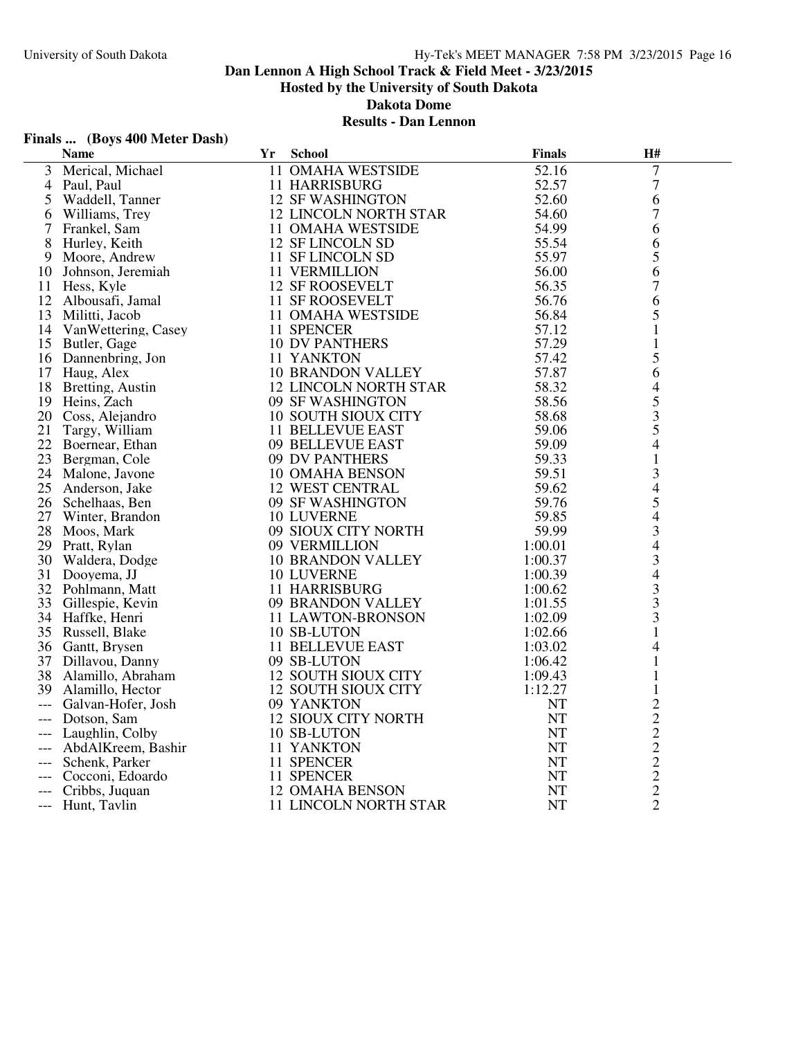## Dan Lennon A High School Track & Field Meet - 3/23/2015

### Hosted by the University of South Dakota

### Dakota Dome

### Results - Dan Lennon

**Finals ... (Boys 400 Meter Dash)**

| | Name | Yr | School | Finals | H# |
|---|---|---|---|---|---|
| 3 | Merical, Michael | 11 | OMAHA WESTSIDE | 52.16 | 7 |
| 4 | Paul, Paul | 11 | HARRISBURG | 52.57 | 7 |
| 5 | Waddell, Tanner | 12 | SF WASHINGTON | 52.60 | 6 |
| 6 | Williams, Trey | 12 | LINCOLN NORTH STAR | 54.60 | 7 |
| 7 | Frankel, Sam | 11 | OMAHA WESTSIDE | 54.99 | 6 |
| 8 | Hurley, Keith | 12 | SF LINCOLN SD | 55.54 | 6 |
| 9 | Moore, Andrew | 11 | SF LINCOLN SD | 55.97 | 5 |
| 10 | Johnson, Jeremiah | 11 | VERMILLION | 56.00 | 6 |
| 11 | Hess, Kyle | 12 | SF ROOSEVELT | 56.35 | 7 |
| 12 | Albousafi, Jamal | 11 | SF ROOSEVELT | 56.76 | 6 |
| 13 | Militti, Jacob | 11 | OMAHA WESTSIDE | 56.84 | 5 |
| 14 | VanWettering, Casey | 11 | SPENCER | 57.12 | 1 |
| 15 | Butler, Gage | 10 | DV PANTHERS | 57.29 | 1 |
| 16 | Dannenbring, Jon | 11 | YANKTON | 57.42 | 5 |
| 17 | Haug, Alex | 10 | BRANDON VALLEY | 57.87 | 6 |
| 18 | Bretting, Austin | 12 | LINCOLN NORTH STAR | 58.32 | 4 |
| 19 | Heins, Zach | 09 | SF WASHINGTON | 58.56 | 5 |
| 20 | Coss, Alejandro | 10 | SOUTH SIOUX CITY | 58.68 | 3 |
| 21 | Targy, William | 11 | BELLEVUE EAST | 59.06 | 5 |
| 22 | Boernear, Ethan | 09 | BELLEVUE EAST | 59.09 | 4 |
| 23 | Bergman, Cole | 09 | DV PANTHERS | 59.33 | 1 |
| 24 | Malone, Javone | 10 | OMAHA BENSON | 59.51 | 3 |
| 25 | Anderson, Jake | 12 | WEST CENTRAL | 59.62 | 4 |
| 26 | Schelhaas, Ben | 09 | SF WASHINGTON | 59.76 | 5 |
| 27 | Winter, Brandon | 10 | LUVERNE | 59.85 | 4 |
| 28 | Moos, Mark | 09 | SIOUX CITY NORTH | 59.99 | 3 |
| 29 | Pratt, Rylan | 09 | VERMILLION | 1:00.01 | 4 |
| 30 | Waldera, Dodge | 10 | BRANDON VALLEY | 1:00.37 | 3 |
| 31 | Dooyema, JJ | 10 | LUVERNE | 1:00.39 | 4 |
| 32 | Pohlmann, Matt | 11 | HARRISBURG | 1:00.62 | 3 |
| 33 | Gillespie, Kevin | 09 | BRANDON VALLEY | 1:01.55 | 3 |
| 34 | Haffke, Henri | 11 | LAWTON-BRONSON | 1:02.09 | 3 |
| 35 | Russell, Blake | 10 | SB-LUTON | 1:02.66 | 1 |
| 36 | Gantt, Brysen | 11 | BELLEVUE EAST | 1:03.02 | 4 |
| 37 | Dillavou, Danny | 09 | SB-LUTON | 1:06.42 | 1 |
| 38 | Alamillo, Abraham | 12 | SOUTH SIOUX CITY | 1:09.43 | 1 |
| 39 | Alamillo, Hector | 12 | SOUTH SIOUX CITY | 1:12.27 | 1 |
| --- | Galvan-Hofer, Josh | 09 | YANKTON | NT | 2 |
| --- | Dotson, Sam | 12 | SIOUX CITY NORTH | NT | 2 |
| --- | Laughlin, Colby | 10 | SB-LUTON | NT | 2 |
| --- | AbdAlKreem, Bashir | 11 | YANKTON | NT | 2 |
| --- | Schenk, Parker | 11 | SPENCER | NT | 2 |
| --- | Cocconi, Edoardo | 11 | SPENCER | NT | 2 |
| --- | Cribbs, Juquan | 12 | OMAHA BENSON | NT | 2 |
| --- | Hunt, Taylin | 11 | LINCOLN NORTH STAR | NT | 2 |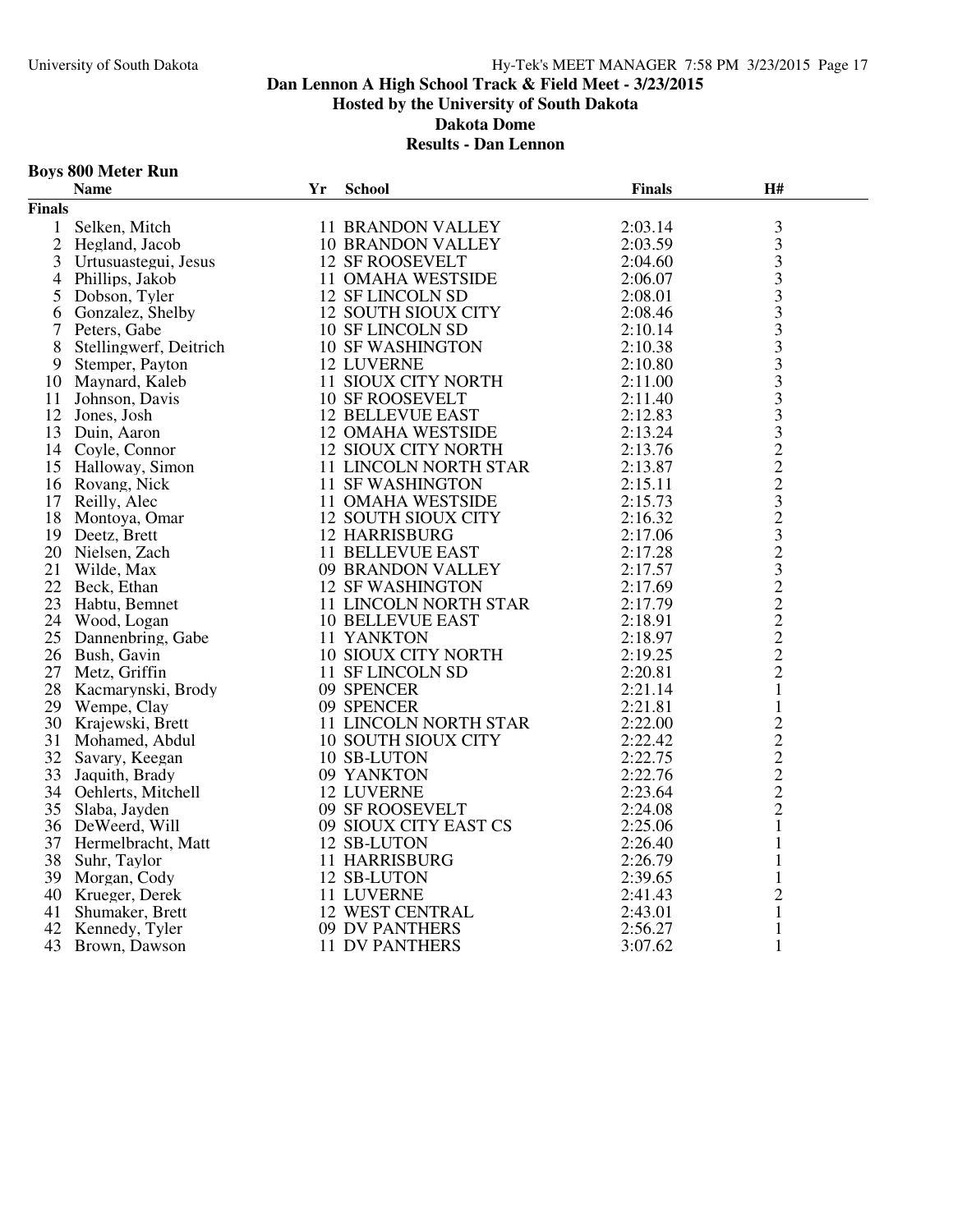# Dan Lennon A High School Track & Field Meet - 3/23/2015

## Hosted by the University of South Dakota

## Dakota Dome

## Results - Dan Lennon

### Boys 800 Meter Run

| | Name | Yr | School | Finals | H# |
|---|---|---|---|---|---|
| **Finals** | | | | | |
| 1 | Selken, Mitch | 11 | BRANDON VALLEY | 2:03.14 | 3 |
| 2 | Hegland, Jacob | 10 | BRANDON VALLEY | 2:03.59 | 3 |
| 3 | Urtusuastegui, Jesus | 12 | SF ROOSEVELT | 2:04.60 | 3 |
| 4 | Phillips, Jakob | 11 | OMAHA WESTSIDE | 2:06.07 | 3 |
| 5 | Dobson, Tyler | 12 | SF LINCOLN SD | 2:08.01 | 3 |
| 6 | Gonzalez, Shelby | 12 | SOUTH SIOUX CITY | 2:08.46 | 3 |
| 7 | Peters, Gabe | 10 | SF LINCOLN SD | 2:10.14 | 3 |
| 8 | Stellingwerf, Deitrich | 10 | SF WASHINGTON | 2:10.38 | 3 |
| 9 | Stemper, Payton | 12 | LUVERNE | 2:10.80 | 3 |
| 10 | Maynard, Kaleb | 11 | SIOUX CITY NORTH | 2:11.00 | 3 |
| 11 | Johnson, Davis | 10 | SF ROOSEVELT | 2:11.40 | 3 |
| 12 | Jones, Josh | 12 | BELLEVUE EAST | 2:12.83 | 3 |
| 13 | Duin, Aaron | 12 | OMAHA WESTSIDE | 2:13.24 | 3 |
| 14 | Coyle, Connor | 12 | SIOUX CITY NORTH | 2:13.76 | 2 |
| 15 | Halloway, Simon | 11 | LINCOLN NORTH STAR | 2:13.87 | 2 |
| 16 | Rovang, Nick | 11 | SF WASHINGTON | 2:15.11 | 2 |
| 17 | Reilly, Alec | 11 | OMAHA WESTSIDE | 2:15.73 | 3 |
| 18 | Montoya, Omar | 12 | SOUTH SIOUX CITY | 2:16.32 | 2 |
| 19 | Deetz, Brett | 12 | HARRISBURG | 2:17.06 | 3 |
| 20 | Nielsen, Zach | 11 | BELLEVUE EAST | 2:17.28 | 2 |
| 21 | Wilde, Max | 09 | BRANDON VALLEY | 2:17.57 | 3 |
| 22 | Beck, Ethan | 12 | SF WASHINGTON | 2:17.69 | 2 |
| 23 | Habtu, Bemnet | 11 | LINCOLN NORTH STAR | 2:17.79 | 2 |
| 24 | Wood, Logan | 10 | BELLEVUE EAST | 2:18.91 | 2 |
| 25 | Dannenbring, Gabe | 11 | YANKTON | 2:18.97 | 2 |
| 26 | Bush, Gavin | 10 | SIOUX CITY NORTH | 2:19.25 | 2 |
| 27 | Metz, Griffin | 11 | SF LINCOLN SD | 2:20.81 | 2 |
| 28 | Kacmarynski, Brody | 09 | SPENCER | 2:21.14 | 1 |
| 29 | Wempe, Clay | 09 | SPENCER | 2:21.81 | 1 |
| 30 | Krajewski, Brett | 11 | LINCOLN NORTH STAR | 2:22.00 | 2 |
| 31 | Mohamed, Abdul | 10 | SOUTH SIOUX CITY | 2:22.42 | 2 |
| 32 | Savary, Keegan | 10 | SB-LUTON | 2:22.75 | 2 |
| 33 | Jaquith, Brady | 09 | YANKTON | 2:22.76 | 2 |
| 34 | Oehlerts, Mitchell | 12 | LUVERNE | 2:23.64 | 2 |
| 35 | Slaba, Jayden | 09 | SF ROOSEVELT | 2:24.08 | 2 |
| 36 | DeWeerd, Will | 09 | SIOUX CITY EAST CS | 2:25.06 | 1 |
| 37 | Hermelbracht, Matt | 12 | SB-LUTON | 2:26.40 | 1 |
| 38 | Suhr, Taylor | 11 | HARRISBURG | 2:26.79 | 1 |
| 39 | Morgan, Cody | 12 | SB-LUTON | 2:39.65 | 1 |
| 40 | Krueger, Derek | 11 | LUVERNE | 2:41.43 | 2 |
| 41 | Shumaker, Brett | 12 | WEST CENTRAL | 2:43.01 | 1 |
| 42 | Kennedy, Tyler | 09 | DV PANTHERS | 2:56.27 | 1 |
| 43 | Brown, Dawson | 11 | DV PANTHERS | 3:07.62 | 1 |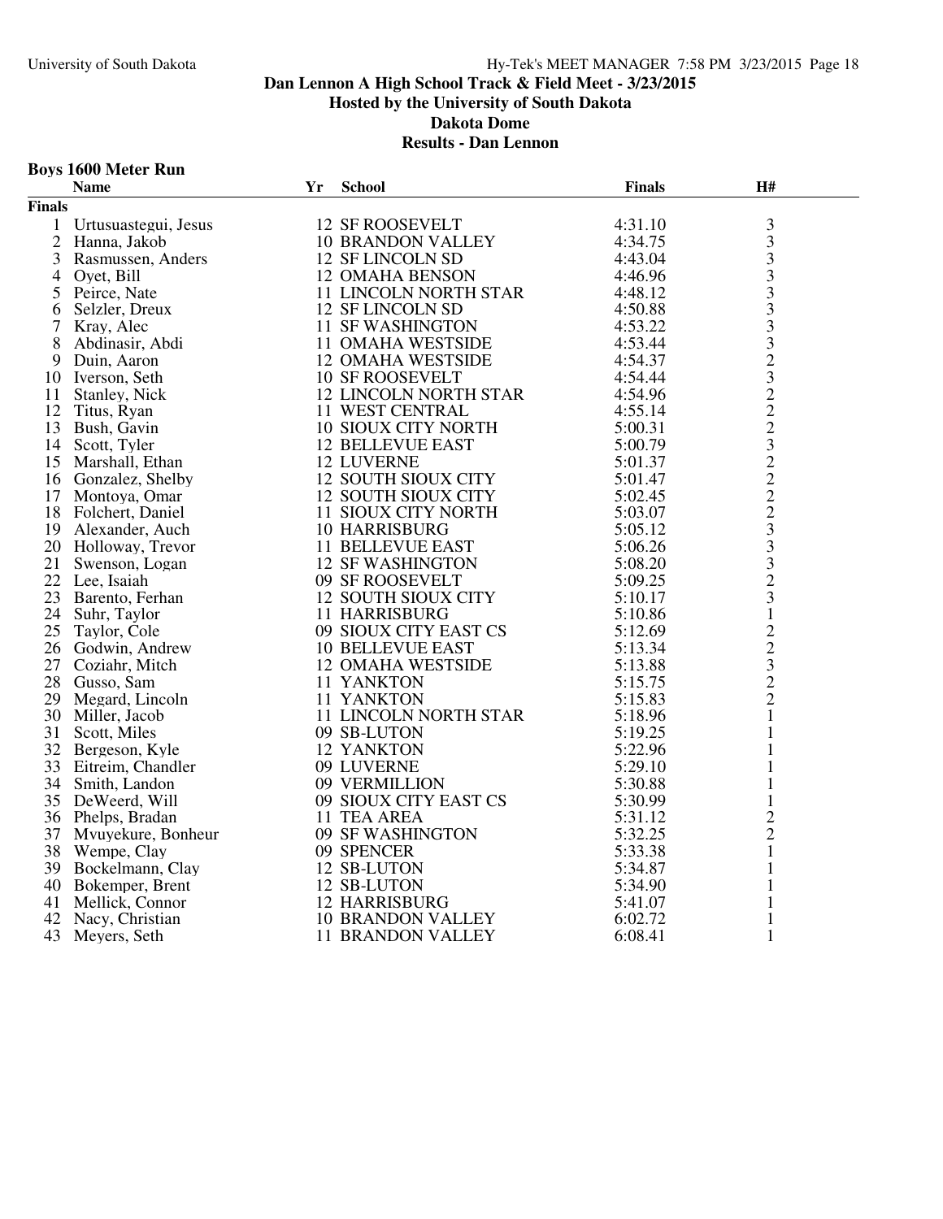# Dan Lennon A High School Track & Field Meet - 3/23/2015

## Hosted by the University of South Dakota

## Dakota Dome

## Results - Dan Lennon

### Boys 1600 Meter Run

| | Name | Yr | School | Finals | H# |
|---|---|---|---|---|---|
| **Finals** | | | | | |
| 1 | Urtusuastegui, Jesus | 12 | SF ROOSEVELT | 4:31.10 | 3 |
| 2 | Hanna, Jakob | 10 | BRANDON VALLEY | 4:34.75 | 3 |
| 3 | Rasmussen, Anders | 12 | SF LINCOLN SD | 4:43.04 | 3 |
| 4 | Oyet, Bill | 12 | OMAHA BENSON | 4:46.96 | 3 |
| 5 | Peirce, Nate | 11 | LINCOLN NORTH STAR | 4:48.12 | 3 |
| 6 | Selzler, Dreux | 12 | SF LINCOLN SD | 4:50.88 | 3 |
| 7 | Kray, Alec | 11 | SF WASHINGTON | 4:53.22 | 3 |
| 8 | Abdinasir, Abdi | 11 | OMAHA WESTSIDE | 4:53.44 | 3 |
| 9 | Duin, Aaron | 12 | OMAHA WESTSIDE | 4:54.37 | 2 |
| 10 | Iverson, Seth | 10 | SF ROOSEVELT | 4:54.44 | 3 |
| 11 | Stanley, Nick | 12 | LINCOLN NORTH STAR | 4:54.96 | 2 |
| 12 | Titus, Ryan | 11 | WEST CENTRAL | 4:55.14 | 2 |
| 13 | Bush, Gavin | 10 | SIOUX CITY NORTH | 5:00.31 | 2 |
| 14 | Scott, Tyler | 12 | BELLEVUE EAST | 5:00.79 | 3 |
| 15 | Marshall, Ethan | 12 | LUVERNE | 5:01.37 | 2 |
| 16 | Gonzalez, Shelby | 12 | SOUTH SIOUX CITY | 5:01.47 | 2 |
| 17 | Montoya, Omar | 12 | SOUTH SIOUX CITY | 5:02.45 | 2 |
| 18 | Folchert, Daniel | 11 | SIOUX CITY NORTH | 5:03.07 | 2 |
| 19 | Alexander, Auch | 10 | HARRISBURG | 5:05.12 | 3 |
| 20 | Holloway, Trevor | 11 | BELLEVUE EAST | 5:06.26 | 3 |
| 21 | Swenson, Logan | 12 | SF WASHINGTON | 5:08.20 | 3 |
| 22 | Lee, Isaiah | 09 | SF ROOSEVELT | 5:09.25 | 2 |
| 23 | Barento, Ferhan | 12 | SOUTH SIOUX CITY | 5:10.17 | 3 |
| 24 | Suhr, Taylor | 11 | HARRISBURG | 5:10.86 | 1 |
| 25 | Taylor, Cole | 09 | SIOUX CITY EAST CS | 5:12.69 | 2 |
| 26 | Godwin, Andrew | 10 | BELLEVUE EAST | 5:13.34 | 2 |
| 27 | Coziahr, Mitch | 12 | OMAHA WESTSIDE | 5:13.88 | 3 |
| 28 | Gusso, Sam | 11 | YANKTON | 5:15.75 | 2 |
| 29 | Megard, Lincoln | 11 | YANKTON | 5:15.83 | 2 |
| 30 | Miller, Jacob | 11 | LINCOLN NORTH STAR | 5:18.96 | 1 |
| 31 | Scott, Miles | 09 | SB-LUTON | 5:19.25 | 1 |
| 32 | Bergeson, Kyle | 12 | YANKTON | 5:22.96 | 1 |
| 33 | Eitreim, Chandler | 09 | LUVERNE | 5:29.10 | 1 |
| 34 | Smith, Landon | 09 | VERMILLION | 5:30.88 | 1 |
| 35 | DeWeerd, Will | 09 | SIOUX CITY EAST CS | 5:30.99 | 1 |
| 36 | Phelps, Bradan | 11 | TEA AREA | 5:31.12 | 2 |
| 37 | Mvuyekure, Bonheur | 09 | SF WASHINGTON | 5:32.25 | 2 |
| 38 | Wempe, Clay | 09 | SPENCER | 5:33.38 | 1 |
| 39 | Bockelmann, Clay | 12 | SB-LUTON | 5:34.87 | 1 |
| 40 | Bokemper, Brent | 12 | SB-LUTON | 5:34.90 | 1 |
| 41 | Mellick, Connor | 12 | HARRISBURG | 5:41.07 | 1 |
| 42 | Nacy, Christian | 10 | BRANDON VALLEY | 6:02.72 | 1 |
| 43 | Meyers, Seth | 11 | BRANDON VALLEY | 6:08.41 | 1 |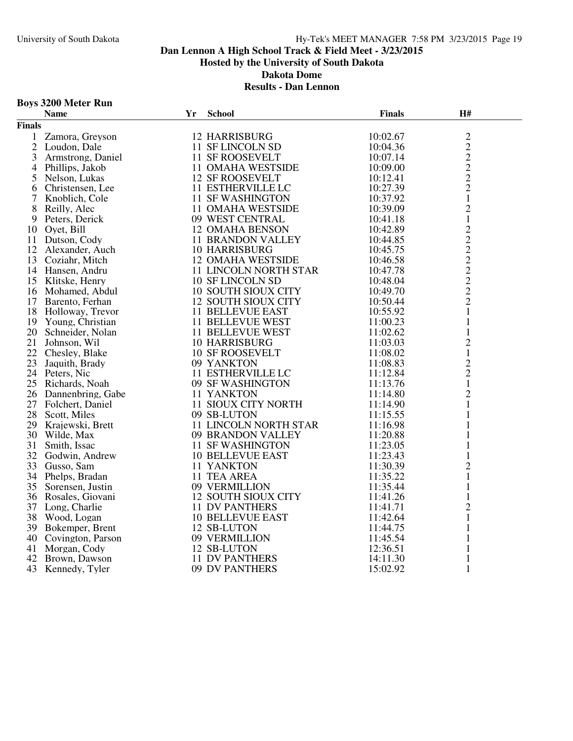**Dan Lennon A High School Track & Field Meet - 3/23/2015**
**Hosted by the University of South Dakota**
**Dakota Dome**
**Results - Dan Lennon**

### Boys 3200 Meter Run

| | Name | Yr | School | Finals | H# |
|---|---|---|---|---|---|
| **Finals** | | | | | |
| 1 | Zamora, Greyson | 12 | HARRISBURG | 10:02.67 | 2 |
| 2 | Loudon, Dale | 11 | SF LINCOLN SD | 10:04.36 | 2 |
| 3 | Armstrong, Daniel | 11 | SF ROOSEVELT | 10:07.14 | 2 |
| 4 | Phillips, Jakob | 11 | OMAHA WESTSIDE | 10:09.00 | 2 |
| 5 | Nelson, Lukas | 12 | SF ROOSEVELT | 10:12.41 | 2 |
| 6 | Christensen, Lee | 11 | ESTHERVILLE LC | 10:27.39 | 2 |
| 7 | Knoblich, Cole | 11 | SF WASHINGTON | 10:37.92 | 1 |
| 8 | Reilly, Alec | 11 | OMAHA WESTSIDE | 10:39.09 | 2 |
| 9 | Peters, Derick | 09 | WEST CENTRAL | 10:41.18 | 1 |
| 10 | Oyet, Bill | 12 | OMAHA BENSON | 10:42.89 | 2 |
| 11 | Dutson, Cody | 11 | BRANDON VALLEY | 10:44.85 | 2 |
| 12 | Alexander, Auch | 10 | HARRISBURG | 10:45.75 | 2 |
| 13 | Coziahr, Mitch | 12 | OMAHA WESTSIDE | 10:46.58 | 2 |
| 14 | Hansen, Andru | 11 | LINCOLN NORTH STAR | 10:47.78 | 2 |
| 15 | Klitske, Henry | 10 | SF LINCOLN SD | 10:48.04 | 2 |
| 16 | Mohamed, Abdul | 10 | SOUTH SIOUX CITY | 10:49.70 | 2 |
| 17 | Barento, Ferhan | 12 | SOUTH SIOUX CITY | 10:50.44 | 2 |
| 18 | Holloway, Trevor | 11 | BELLEVUE EAST | 10:55.92 | 1 |
| 19 | Young, Christian | 11 | BELLEVUE WEST | 11:00.23 | 1 |
| 20 | Schneider, Nolan | 11 | BELLEVUE WEST | 11:02.62 | 1 |
| 21 | Johnson, Wil | 10 | HARRISBURG | 11:03.03 | 2 |
| 22 | Chesley, Blake | 10 | SF ROOSEVELT | 11:08.02 | 1 |
| 23 | Jaquith, Brady | 09 | YANKTON | 11:08.83 | 2 |
| 24 | Peters, Nic | 11 | ESTHERVILLE LC | 11:12.84 | 2 |
| 25 | Richards, Noah | 09 | SF WASHINGTON | 11:13.76 | 1 |
| 26 | Dannenbring, Gabe | 11 | YANKTON | 11:14.80 | 2 |
| 27 | Folchert, Daniel | 11 | SIOUX CITY NORTH | 11:14.90 | 1 |
| 28 | Scott, Miles | 09 | SB-LUTON | 11:15.55 | 1 |
| 29 | Krajewski, Brett | 11 | LINCOLN NORTH STAR | 11:16.98 | 1 |
| 30 | Wilde, Max | 09 | BRANDON VALLEY | 11:20.88 | 1 |
| 31 | Smith, Issac | 11 | SF WASHINGTON | 11:23.05 | 1 |
| 32 | Godwin, Andrew | 10 | BELLEVUE EAST | 11:23.43 | 1 |
| 33 | Gusso, Sam | 11 | YANKTON | 11:30.39 | 2 |
| 34 | Phelps, Bradan | 11 | TEA AREA | 11:35.22 | 1 |
| 35 | Sorensen, Justin | 09 | VERMILLION | 11:35.44 | 1 |
| 36 | Rosales, Giovani | 12 | SOUTH SIOUX CITY | 11:41.26 | 1 |
| 37 | Long, Charlie | 11 | DV PANTHERS | 11:41.71 | 2 |
| 38 | Wood, Logan | 10 | BELLEVUE EAST | 11:42.64 | 1 |
| 39 | Bokemper, Brent | 12 | SB-LUTON | 11:44.75 | 1 |
| 40 | Covington, Parson | 09 | VERMILLION | 11:45.54 | 1 |
| 41 | Morgan, Cody | 12 | SB-LUTON | 12:36.51 | 1 |
| 42 | Brown, Dawson | 11 | DV PANTHERS | 14:11.30 | 1 |
| 43 | Kennedy, Tyler | 09 | DV PANTHERS | 15:02.92 | 1 |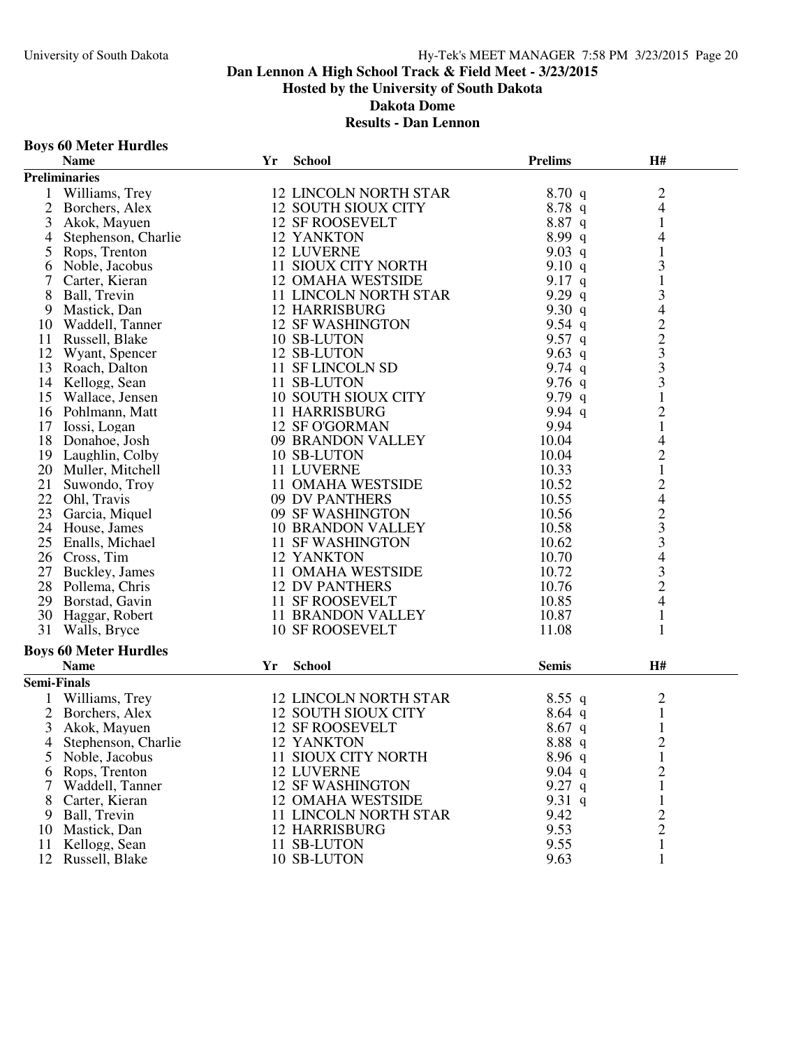## Dan Lennon A High School Track & Field Meet - 3/23/2015

**Hosted by the University of South Dakota**

**Dakota Dome**

**Results - Dan Lennon**

### Boys 60 Meter Hurdles

| | Name | Yr | School | Prelims | H# |
|---|---|---|---|---|---|
| **Preliminaries** | | | | | |
| 1 | Williams, Trey | 12 | LINCOLN NORTH STAR | 8.70 q | 2 |
| 2 | Borchers, Alex | 12 | SOUTH SIOUX CITY | 8.78 q | 4 |
| 3 | Akok, Mayuen | 12 | SF ROOSEVELT | 8.87 q | 1 |
| 4 | Stephenson, Charlie | 12 | YANKTON | 8.99 q | 4 |
| 5 | Rops, Trenton | 12 | LUVERNE | 9.03 q | 1 |
| 6 | Noble, Jacobus | 11 | SIOUX CITY NORTH | 9.10 q | 3 |
| 7 | Carter, Kieran | 12 | OMAHA WESTSIDE | 9.17 q | 1 |
| 8 | Ball, Trevin | 11 | LINCOLN NORTH STAR | 9.29 q | 3 |
| 9 | Mastick, Dan | 12 | HARRISBURG | 9.30 q | 4 |
| 10 | Waddell, Tanner | 12 | SF WASHINGTON | 9.54 q | 2 |
| 11 | Russell, Blake | 10 | SB-LUTON | 9.57 q | 2 |
| 12 | Wyant, Spencer | 12 | SB-LUTON | 9.63 q | 3 |
| 13 | Roach, Dalton | 11 | SF LINCOLN SD | 9.74 q | 3 |
| 14 | Kellogg, Sean | 11 | SB-LUTON | 9.76 q | 3 |
| 15 | Wallace, Jensen | 10 | SOUTH SIOUX CITY | 9.79 q | 1 |
| 16 | Pohlmann, Matt | 11 | HARRISBURG | 9.94 q | 2 |
| 17 | Iossi, Logan | 12 | SF O'GORMAN | 9.94 | 1 |
| 18 | Donahoe, Josh | 09 | BRANDON VALLEY | 10.04 | 4 |
| 19 | Laughlin, Colby | 10 | SB-LUTON | 10.04 | 2 |
| 20 | Muller, Mitchell | 11 | LUVERNE | 10.33 | 1 |
| 21 | Suwondo, Troy | 11 | OMAHA WESTSIDE | 10.52 | 2 |
| 22 | Ohl, Travis | 09 | DV PANTHERS | 10.55 | 4 |
| 23 | Garcia, Miquel | 09 | SF WASHINGTON | 10.56 | 2 |
| 24 | House, James | 10 | BRANDON VALLEY | 10.58 | 3 |
| 25 | Enalls, Michael | 11 | SF WASHINGTON | 10.62 | 3 |
| 26 | Cross, Tim | 12 | YANKTON | 10.70 | 4 |
| 27 | Buckley, James | 11 | OMAHA WESTSIDE | 10.72 | 3 |
| 28 | Pollema, Chris | 12 | DV PANTHERS | 10.76 | 2 |
| 29 | Borstad, Gavin | 11 | SF ROOSEVELT | 10.85 | 4 |
| 30 | Haggar, Robert | 11 | BRANDON VALLEY | 10.87 | 1 |
| 31 | Walls, Bryce | 10 | SF ROOSEVELT | 11.08 | 1 |

### Boys 60 Meter Hurdles

| | Name | Yr | School | Semis | H# |
|---|---|---|---|---|---|
| **Semi-Finals** | | | | | |
| 1 | Williams, Trey | 12 | LINCOLN NORTH STAR | 8.55 q | 2 |
| 2 | Borchers, Alex | 12 | SOUTH SIOUX CITY | 8.64 q | 1 |
| 3 | Akok, Mayuen | 12 | SF ROOSEVELT | 8.67 q | 1 |
| 4 | Stephenson, Charlie | 12 | YANKTON | 8.88 q | 2 |
| 5 | Noble, Jacobus | 11 | SIOUX CITY NORTH | 8.96 q | 1 |
| 6 | Rops, Trenton | 12 | LUVERNE | 9.04 q | 2 |
| 7 | Waddell, Tanner | 12 | SF WASHINGTON | 9.27 q | 1 |
| 8 | Carter, Kieran | 12 | OMAHA WESTSIDE | 9.31 q | 1 |
| 9 | Ball, Trevin | 11 | LINCOLN NORTH STAR | 9.42 | 2 |
| 10 | Mastick, Dan | 12 | HARRISBURG | 9.53 | 2 |
| 11 | Kellogg, Sean | 11 | SB-LUTON | 9.55 | 1 |
| 12 | Russell, Blake | 10 | SB-LUTON | 9.63 | 1 |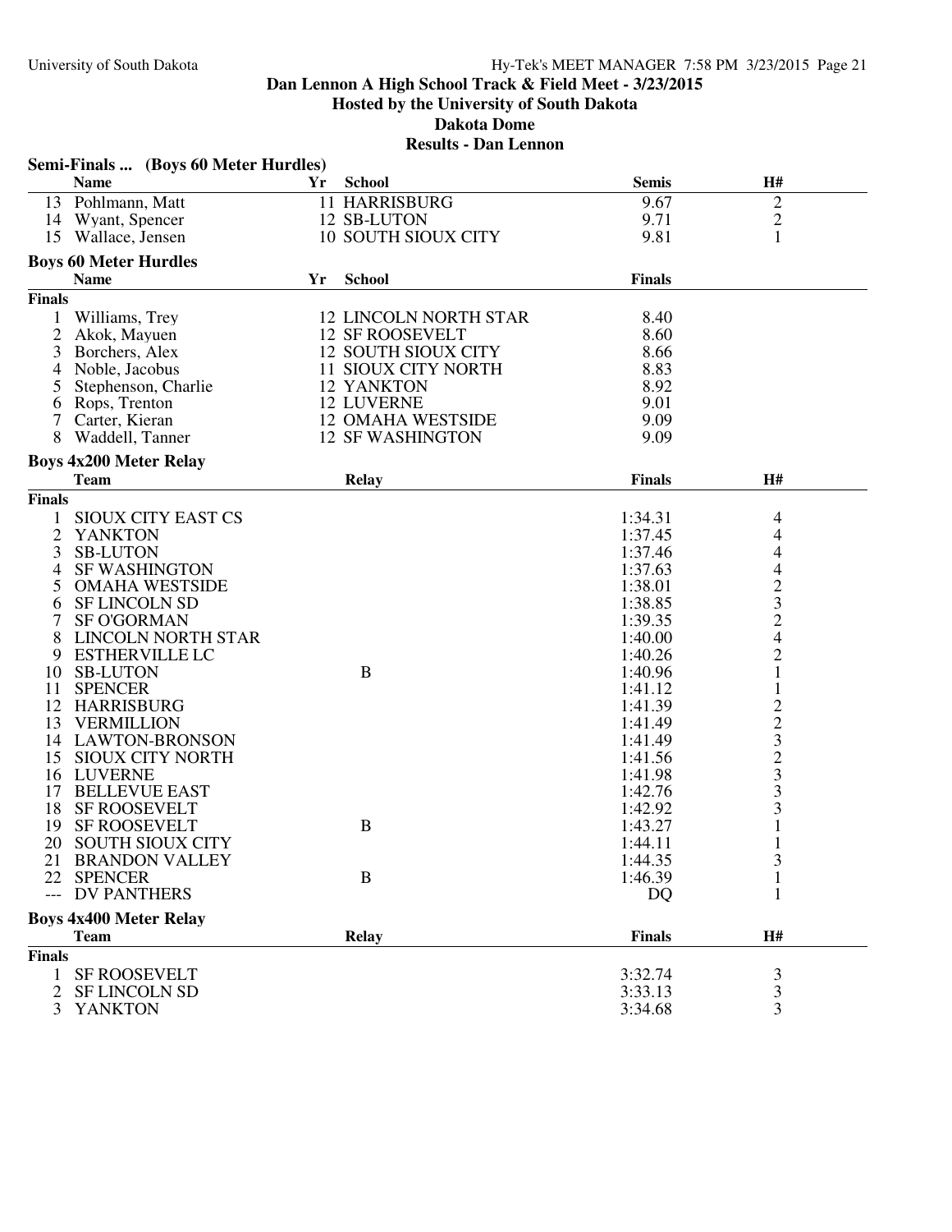## Dan Lennon A High School Track & Field Meet - 3/23/2015

### Hosted by the University of South Dakota

### Dakota Dome

### Results - Dan Lennon

**Semi-Finals ... (Boys 60 Meter Hurdles)**

| | Name | Yr | School | Semis | H# |
|---|---|---|---|---|---|
| 13 | Pohlmann, Matt | 11 | HARRISBURG | 9.67 | 2 |
| 14 | Wyant, Spencer | 12 | SB-LUTON | 9.71 | 2 |
| 15 | Wallace, Jensen | 10 | SOUTH SIOUX CITY | 9.81 | 1 |

**Boys 60 Meter Hurdles**

| | Name | Yr | School | Finals |
|---|---|---|---|---|
| **Finals** | | | | |
| 1 | Williams, Trey | 12 | LINCOLN NORTH STAR | 8.40 |
| 2 | Akok, Mayuen | 12 | SF ROOSEVELT | 8.60 |
| 3 | Borchers, Alex | 12 | SOUTH SIOUX CITY | 8.66 |
| 4 | Noble, Jacobus | 11 | SIOUX CITY NORTH | 8.83 |
| 5 | Stephenson, Charlie | 12 | YANKTON | 8.92 |
| 6 | Rops, Trenton | 12 | LUVERNE | 9.01 |
| 7 | Carter, Kieran | 12 | OMAHA WESTSIDE | 9.09 |
| 8 | Waddell, Tanner | 12 | SF WASHINGTON | 9.09 |

**Boys 4x200 Meter Relay**

| | Team | Relay | Finals | H# |
|---|---|---|---|---|
| **Finals** | | | | |
| 1 | SIOUX CITY EAST CS | | 1:34.31 | 4 |
| 2 | YANKTON | | 1:37.45 | 4 |
| 3 | SB-LUTON | | 1:37.46 | 4 |
| 4 | SF WASHINGTON | | 1:37.63 | 4 |
| 5 | OMAHA WESTSIDE | | 1:38.01 | 2 |
| 6 | SF LINCOLN SD | | 1:38.85 | 3 |
| 7 | SF O'GORMAN | | 1:39.35 | 2 |
| 8 | LINCOLN NORTH STAR | | 1:40.00 | 4 |
| 9 | ESTHERVILLE LC | | 1:40.26 | 2 |
| 10 | SB-LUTON | B | 1:40.96 | 1 |
| 11 | SPENCER | | 1:41.12 | 1 |
| 12 | HARRISBURG | | 1:41.39 | 2 |
| 13 | VERMILLION | | 1:41.49 | 2 |
| 14 | LAWTON-BRONSON | | 1:41.49 | 3 |
| 15 | SIOUX CITY NORTH | | 1:41.56 | 2 |
| 16 | LUVERNE | | 1:41.98 | 3 |
| 17 | BELLEVUE EAST | | 1:42.76 | 3 |
| 18 | SF ROOSEVELT | | 1:42.92 | 3 |
| 19 | SF ROOSEVELT | B | 1:43.27 | 1 |
| 20 | SOUTH SIOUX CITY | | 1:44.11 | 1 |
| 21 | BRANDON VALLEY | | 1:44.35 | 3 |
| 22 | SPENCER | B | 1:46.39 | 1 |
| --- | DV PANTHERS | | DQ | 1 |

**Boys 4x400 Meter Relay**

| | Team | Relay | Finals | H# |
|---|---|---|---|---|
| **Finals** | | | | |
| 1 | SF ROOSEVELT | | 3:32.74 | 3 |
| 2 | SF LINCOLN SD | | 3:33.13 | 3 |
| 3 | YANKTON | | 3:34.68 | 3 |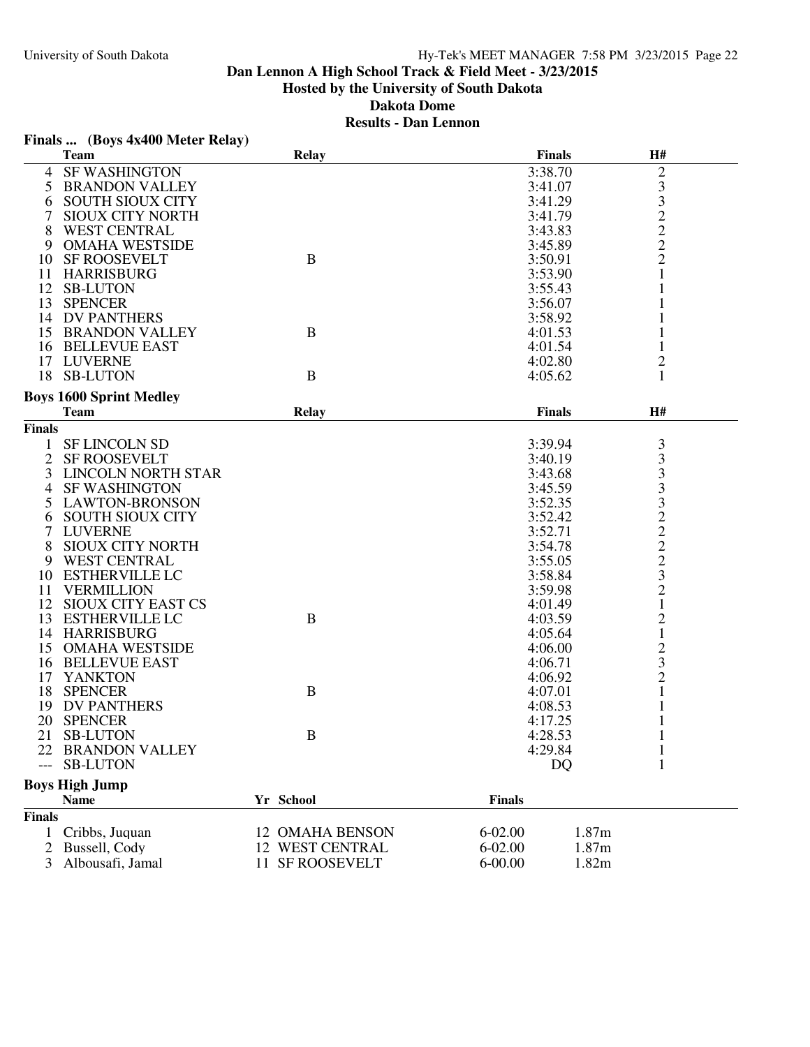**Dan Lennon A High School Track & Field Meet - 3/23/2015**
**Hosted by the University of South Dakota**
**Dakota Dome**
**Results - Dan Lennon**

### Finals ... (Boys 4x400 Meter Relay)

| | Team | Relay | Finals | H# |
|---|---|---|---|---|
| 4 | SF WASHINGTON | | 3:38.70 | 2 |
| 5 | BRANDON VALLEY | | 3:41.07 | 3 |
| 6 | SOUTH SIOUX CITY | | 3:41.29 | 3 |
| 7 | SIOUX CITY NORTH | | 3:41.79 | 2 |
| 8 | WEST CENTRAL | | 3:43.83 | 2 |
| 9 | OMAHA WESTSIDE | | 3:45.89 | 2 |
| 10 | SF ROOSEVELT | B | 3:50.91 | 2 |
| 11 | HARRISBURG | | 3:53.90 | 1 |
| 12 | SB-LUTON | | 3:55.43 | 1 |
| 13 | SPENCER | | 3:56.07 | 1 |
| 14 | DV PANTHERS | | 3:58.92 | 1 |
| 15 | BRANDON VALLEY | B | 4:01.53 | 1 |
| 16 | BELLEVUE EAST | | 4:01.54 | 1 |
| 17 | LUVERNE | | 4:02.80 | 2 |
| 18 | SB-LUTON | B | 4:05.62 | 1 |

### Boys 1600 Sprint Medley

| | Team | Relay | Finals | H# |
|---|---|---|---|---|
| **Finals** | | | | |
| 1 | SF LINCOLN SD | | 3:39.94 | 3 |
| 2 | SF ROOSEVELT | | 3:40.19 | 3 |
| 3 | LINCOLN NORTH STAR | | 3:43.68 | 3 |
| 4 | SF WASHINGTON | | 3:45.59 | 3 |
| 5 | LAWTON-BRONSON | | 3:52.35 | 3 |
| 6 | SOUTH SIOUX CITY | | 3:52.42 | 2 |
| 7 | LUVERNE | | 3:52.71 | 2 |
| 8 | SIOUX CITY NORTH | | 3:54.78 | 2 |
| 9 | WEST CENTRAL | | 3:55.05 | 2 |
| 10 | ESTHERVILLE LC | | 3:58.84 | 3 |
| 11 | VERMILLION | | 3:59.98 | 2 |
| 12 | SIOUX CITY EAST CS | | 4:01.49 | 1 |
| 13 | ESTHERVILLE LC | B | 4:03.59 | 2 |
| 14 | HARRISBURG | | 4:05.64 | 1 |
| 15 | OMAHA WESTSIDE | | 4:06.00 | 2 |
| 16 | BELLEVUE EAST | | 4:06.71 | 3 |
| 17 | YANKTON | | 4:06.92 | 2 |
| 18 | SPENCER | B | 4:07.01 | 1 |
| 19 | DV PANTHERS | | 4:08.53 | 1 |
| 20 | SPENCER | | 4:17.25 | 1 |
| 21 | SB-LUTON | B | 4:28.53 | 1 |
| 22 | BRANDON VALLEY | | 4:29.84 | 1 |
| --- | SB-LUTON | | DQ | 1 |

### Boys High Jump

| | Name | Yr | School | Finals | |
|---|---|---|---|---|---|
| **Finals** | | | | | |
| 1 | Cribbs, Juquan | 12 | OMAHA BENSON | 6-02.00 | 1.87m |
| 2 | Bussell, Cody | 12 | WEST CENTRAL | 6-02.00 | 1.87m |
| 3 | Albousafi, Jamal | 11 | SF ROOSEVELT | 6-00.00 | 1.82m |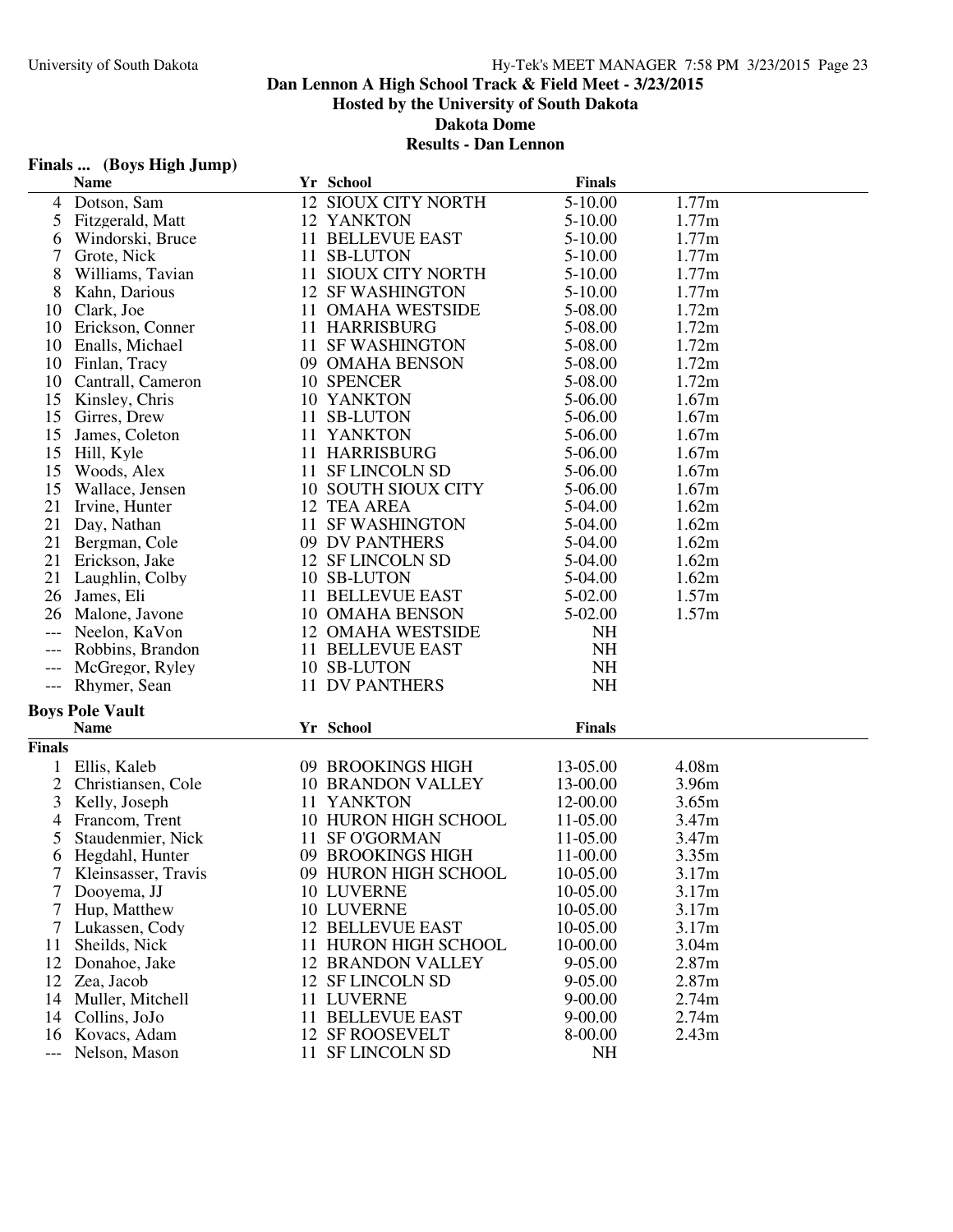# Dan Lennon A High School Track & Field Meet - 3/23/2015

**Hosted by the University of South Dakota**

**Dakota Dome**

**Results - Dan Lennon**

## Finals ... (Boys High Jump)

| | Name | Yr | School | Finals | |
|---|---|---|---|---|---|
| 4 | Dotson, Sam | 12 | SIOUX CITY NORTH | 5-10.00 | 1.77m |
| 5 | Fitzgerald, Matt | 12 | YANKTON | 5-10.00 | 1.77m |
| 6 | Windorski, Bruce | 11 | BELLEVUE EAST | 5-10.00 | 1.77m |
| 7 | Grote, Nick | 11 | SB-LUTON | 5-10.00 | 1.77m |
| 8 | Williams, Tavian | 11 | SIOUX CITY NORTH | 5-10.00 | 1.77m |
| 8 | Kahn, Darious | 12 | SF WASHINGTON | 5-10.00 | 1.77m |
| 10 | Clark, Joe | 11 | OMAHA WESTSIDE | 5-08.00 | 1.72m |
| 10 | Erickson, Conner | 11 | HARRISBURG | 5-08.00 | 1.72m |
| 10 | Enalls, Michael | 11 | SF WASHINGTON | 5-08.00 | 1.72m |
| 10 | Finlan, Tracy | 09 | OMAHA BENSON | 5-08.00 | 1.72m |
| 10 | Cantrall, Cameron | 10 | SPENCER | 5-08.00 | 1.72m |
| 15 | Kinsley, Chris | 10 | YANKTON | 5-06.00 | 1.67m |
| 15 | Girres, Drew | 11 | SB-LUTON | 5-06.00 | 1.67m |
| 15 | James, Coleton | 11 | YANKTON | 5-06.00 | 1.67m |
| 15 | Hill, Kyle | 11 | HARRISBURG | 5-06.00 | 1.67m |
| 15 | Woods, Alex | 11 | SF LINCOLN SD | 5-06.00 | 1.67m |
| 15 | Wallace, Jensen | 10 | SOUTH SIOUX CITY | 5-06.00 | 1.67m |
| 21 | Irvine, Hunter | 12 | TEA AREA | 5-04.00 | 1.62m |
| 21 | Day, Nathan | 11 | SF WASHINGTON | 5-04.00 | 1.62m |
| 21 | Bergman, Cole | 09 | DV PANTHERS | 5-04.00 | 1.62m |
| 21 | Erickson, Jake | 12 | SF LINCOLN SD | 5-04.00 | 1.62m |
| 21 | Laughlin, Colby | 10 | SB-LUTON | 5-04.00 | 1.62m |
| 26 | James, Eli | 11 | BELLEVUE EAST | 5-02.00 | 1.57m |
| 26 | Malone, Javone | 10 | OMAHA BENSON | 5-02.00 | 1.57m |
| --- | Neelon, KaVon | 12 | OMAHA WESTSIDE | NH | |
| --- | Robbins, Brandon | 11 | BELLEVUE EAST | NH | |
| --- | McGregor, Ryley | 10 | SB-LUTON | NH | |
| --- | Rhymer, Sean | 11 | DV PANTHERS | NH | |

## Boys Pole Vault

**Finals**

| | Name | Yr | School | Finals | |
|---|---|---|---|---|---|
| 1 | Ellis, Kaleb | 09 | BROOKINGS HIGH | 13-05.00 | 4.08m |
| 2 | Christiansen, Cole | 10 | BRANDON VALLEY | 13-00.00 | 3.96m |
| 3 | Kelly, Joseph | 11 | YANKTON | 12-00.00 | 3.65m |
| 4 | Francom, Trent | 10 | HURON HIGH SCHOOL | 11-05.00 | 3.47m |
| 5 | Staudenmier, Nick | 11 | SF O'GORMAN | 11-05.00 | 3.47m |
| 6 | Hegdahl, Hunter | 09 | BROOKINGS HIGH | 11-00.00 | 3.35m |
| 7 | Kleinsasser, Travis | 09 | HURON HIGH SCHOOL | 10-05.00 | 3.17m |
| 7 | Dooyema, JJ | 10 | LUVERNE | 10-05.00 | 3.17m |
| 7 | Hup, Matthew | 10 | LUVERNE | 10-05.00 | 3.17m |
| 7 | Lukassen, Cody | 12 | BELLEVUE EAST | 10-05.00 | 3.17m |
| 11 | Sheilds, Nick | 11 | HURON HIGH SCHOOL | 10-00.00 | 3.04m |
| 12 | Donahoe, Jake | 12 | BRANDON VALLEY | 9-05.00 | 2.87m |
| 12 | Zea, Jacob | 12 | SF LINCOLN SD | 9-05.00 | 2.87m |
| 14 | Muller, Mitchell | 11 | LUVERNE | 9-00.00 | 2.74m |
| 14 | Collins, JoJo | 11 | BELLEVUE EAST | 9-00.00 | 2.74m |
| 16 | Kovacs, Adam | 12 | SF ROOSEVELT | 8-00.00 | 2.43m |
| --- | Nelson, Mason | 11 | SF LINCOLN SD | NH | |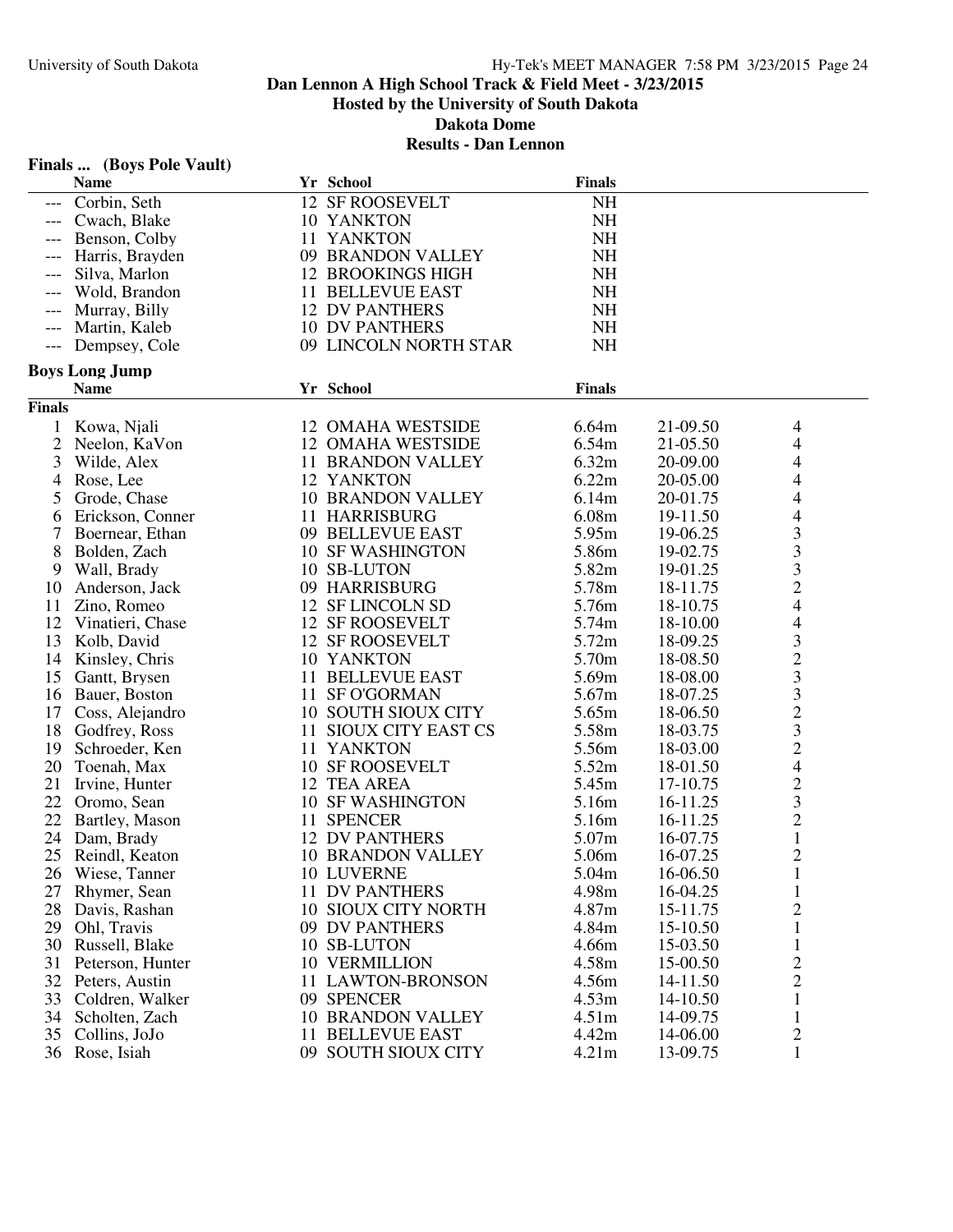# Dan Lennon A High School Track & Field Meet - 3/23/2015

**Hosted by the University of South Dakota**

**Dakota Dome**

**Results - Dan Lennon**

### Finals ... (Boys Pole Vault)

| | Name | Yr | School | Finals |
|---|---|---|---|---|
| --- | Corbin, Seth | 12 | SF ROOSEVELT | NH |
| --- | Cwach, Blake | 10 | YANKTON | NH |
| --- | Benson, Colby | 11 | YANKTON | NH |
| --- | Harris, Brayden | 09 | BRANDON VALLEY | NH |
| --- | Silva, Marlon | 12 | BROOKINGS HIGH | NH |
| --- | Wold, Brandon | 11 | BELLEVUE EAST | NH |
| --- | Murray, Billy | 12 | DV PANTHERS | NH |
| --- | Martin, Kaleb | 10 | DV PANTHERS | NH |
| --- | Dempsey, Cole | 09 | LINCOLN NORTH STAR | NH |

### Boys Long Jump

**Finals**

| | Name | Yr | School | Finals | | |
|---|---|---|---|---|---|---|
| 1 | Kowa, Njali | 12 | OMAHA WESTSIDE | 6.64m | 21-09.50 | 4 |
| 2 | Neelon, KaVon | 12 | OMAHA WESTSIDE | 6.54m | 21-05.50 | 4 |
| 3 | Wilde, Alex | 11 | BRANDON VALLEY | 6.32m | 20-09.00 | 4 |
| 4 | Rose, Lee | 12 | YANKTON | 6.22m | 20-05.00 | 4 |
| 5 | Grode, Chase | 10 | BRANDON VALLEY | 6.14m | 20-01.75 | 4 |
| 6 | Erickson, Conner | 11 | HARRISBURG | 6.08m | 19-11.50 | 4 |
| 7 | Boernear, Ethan | 09 | BELLEVUE EAST | 5.95m | 19-06.25 | 3 |
| 8 | Bolden, Zach | 10 | SF WASHINGTON | 5.86m | 19-02.75 | 3 |
| 9 | Wall, Brady | 10 | SB-LUTON | 5.82m | 19-01.25 | 3 |
| 10 | Anderson, Jack | 09 | HARRISBURG | 5.78m | 18-11.75 | 2 |
| 11 | Zino, Romeo | 12 | SF LINCOLN SD | 5.76m | 18-10.75 | 4 |
| 12 | Vinatieri, Chase | 12 | SF ROOSEVELT | 5.74m | 18-10.00 | 4 |
| 13 | Kolb, David | 12 | SF ROOSEVELT | 5.72m | 18-09.25 | 3 |
| 14 | Kinsley, Chris | 10 | YANKTON | 5.70m | 18-08.50 | 2 |
| 15 | Gantt, Brysen | 11 | BELLEVUE EAST | 5.69m | 18-08.00 | 3 |
| 16 | Bauer, Boston | 11 | SF O'GORMAN | 5.67m | 18-07.25 | 3 |
| 17 | Coss, Alejandro | 10 | SOUTH SIOUX CITY | 5.65m | 18-06.50 | 2 |
| 18 | Godfrey, Ross | 11 | SIOUX CITY EAST CS | 5.58m | 18-03.75 | 3 |
| 19 | Schroeder, Ken | 11 | YANKTON | 5.56m | 18-03.00 | 2 |
| 20 | Toenah, Max | 10 | SF ROOSEVELT | 5.52m | 18-01.50 | 4 |
| 21 | Irvine, Hunter | 12 | TEA AREA | 5.45m | 17-10.75 | 2 |
| 22 | Oromo, Sean | 10 | SF WASHINGTON | 5.16m | 16-11.25 | 3 |
| 22 | Bartley, Mason | 11 | SPENCER | 5.16m | 16-11.25 | 2 |
| 24 | Dam, Brady | 12 | DV PANTHERS | 5.07m | 16-07.75 | 1 |
| 25 | Reindl, Keaton | 10 | BRANDON VALLEY | 5.06m | 16-07.25 | 2 |
| 26 | Wiese, Tanner | 10 | LUVERNE | 5.04m | 16-06.50 | 1 |
| 27 | Rhymer, Sean | 11 | DV PANTHERS | 4.98m | 16-04.25 | 1 |
| 28 | Davis, Rashan | 10 | SIOUX CITY NORTH | 4.87m | 15-11.75 | 2 |
| 29 | Ohl, Travis | 09 | DV PANTHERS | 4.84m | 15-10.50 | 1 |
| 30 | Russell, Blake | 10 | SB-LUTON | 4.66m | 15-03.50 | 1 |
| 31 | Peterson, Hunter | 10 | VERMILLION | 4.58m | 15-00.50 | 2 |
| 32 | Peters, Austin | 11 | LAWTON-BRONSON | 4.56m | 14-11.50 | 2 |
| 33 | Coldren, Walker | 09 | SPENCER | 4.53m | 14-10.50 | 1 |
| 34 | Scholten, Zach | 10 | BRANDON VALLEY | 4.51m | 14-09.75 | 1 |
| 35 | Collins, JoJo | 11 | BELLEVUE EAST | 4.42m | 14-06.00 | 2 |
| 36 | Rose, Isiah | 09 | SOUTH SIOUX CITY | 4.21m | 13-09.75 | 1 |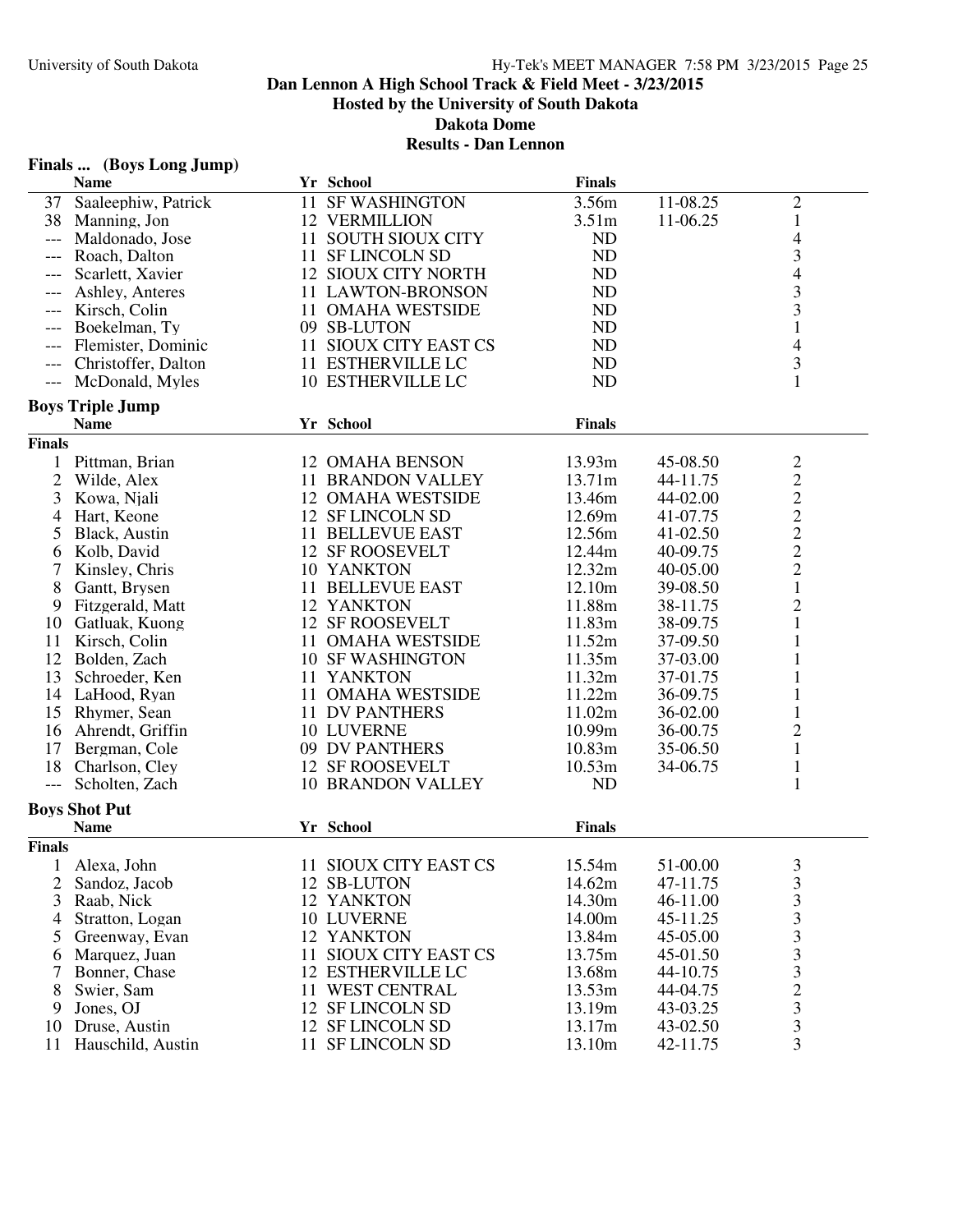## Dan Lennon A High School Track & Field Meet - 3/23/2015

**Hosted by the University of South Dakota**

**Dakota Dome**

**Results - Dan Lennon**

### Finals ... (Boys Long Jump)

| | Name | Yr | School | Finals | | |
|---|---|---|---|---|---|---|
| 37 | Saaleephiw, Patrick | 11 | SF WASHINGTON | 3.56m | 11-08.25 | 2 |
| 38 | Manning, Jon | 12 | VERMILLION | 3.51m | 11-06.25 | 1 |
| --- | Maldonado, Jose | 11 | SOUTH SIOUX CITY | ND | | 4 |
| --- | Roach, Dalton | 11 | SF LINCOLN SD | ND | | 3 |
| --- | Scarlett, Xavier | 12 | SIOUX CITY NORTH | ND | | 4 |
| --- | Ashley, Anteres | 11 | LAWTON-BRONSON | ND | | 3 |
| --- | Kirsch, Colin | 11 | OMAHA WESTSIDE | ND | | 3 |
| --- | Boekelman, Ty | 09 | SB-LUTON | ND | | 1 |
| --- | Flemister, Dominic | 11 | SIOUX CITY EAST CS | ND | | 4 |
| --- | Christoffer, Dalton | 11 | ESTHERVILLE LC | ND | | 3 |
| --- | McDonald, Myles | 10 | ESTHERVILLE LC | ND | | 1 |

### Boys Triple Jump

**Finals**

| | Name | Yr | School | Finals | | |
|---|---|---|---|---|---|---|
| 1 | Pittman, Brian | 12 | OMAHA BENSON | 13.93m | 45-08.50 | 2 |
| 2 | Wilde, Alex | 11 | BRANDON VALLEY | 13.71m | 44-11.75 | 2 |
| 3 | Kowa, Njali | 12 | OMAHA WESTSIDE | 13.46m | 44-02.00 | 2 |
| 4 | Hart, Keone | 12 | SF LINCOLN SD | 12.69m | 41-07.75 | 2 |
| 5 | Black, Austin | 11 | BELLEVUE EAST | 12.56m | 41-02.50 | 2 |
| 6 | Kolb, David | 12 | SF ROOSEVELT | 12.44m | 40-09.75 | 2 |
| 7 | Kinsley, Chris | 10 | YANKTON | 12.32m | 40-05.00 | 2 |
| 8 | Gantt, Brysen | 11 | BELLEVUE EAST | 12.10m | 39-08.50 | 1 |
| 9 | Fitzgerald, Matt | 12 | YANKTON | 11.88m | 38-11.75 | 2 |
| 10 | Gatluak, Kuong | 12 | SF ROOSEVELT | 11.83m | 38-09.75 | 1 |
| 11 | Kirsch, Colin | 11 | OMAHA WESTSIDE | 11.52m | 37-09.50 | 1 |
| 12 | Bolden, Zach | 10 | SF WASHINGTON | 11.35m | 37-03.00 | 1 |
| 13 | Schroeder, Ken | 11 | YANKTON | 11.32m | 37-01.75 | 1 |
| 14 | LaHood, Ryan | 11 | OMAHA WESTSIDE | 11.22m | 36-09.75 | 1 |
| 15 | Rhymer, Sean | 11 | DV PANTHERS | 11.02m | 36-02.00 | 1 |
| 16 | Ahrendt, Griffin | 10 | LUVERNE | 10.99m | 36-00.75 | 2 |
| 17 | Bergman, Cole | 09 | DV PANTHERS | 10.83m | 35-06.50 | 1 |
| 18 | Charlson, Cley | 12 | SF ROOSEVELT | 10.53m | 34-06.75 | 1 |
| --- | Scholten, Zach | 10 | BRANDON VALLEY | ND | | 1 |

### Boys Shot Put

**Finals**

| | Name | Yr | School | Finals | | |
|---|---|---|---|---|---|---|
| 1 | Alexa, John | 11 | SIOUX CITY EAST CS | 15.54m | 51-00.00 | 3 |
| 2 | Sandoz, Jacob | 12 | SB-LUTON | 14.62m | 47-11.75 | 3 |
| 3 | Raab, Nick | 12 | YANKTON | 14.30m | 46-11.00 | 3 |
| 4 | Stratton, Logan | 10 | LUVERNE | 14.00m | 45-11.25 | 3 |
| 5 | Greenway, Evan | 12 | YANKTON | 13.84m | 45-05.00 | 3 |
| 6 | Marquez, Juan | 11 | SIOUX CITY EAST CS | 13.75m | 45-01.50 | 3 |
| 7 | Bonner, Chase | 12 | ESTHERVILLE LC | 13.68m | 44-10.75 | 3 |
| 8 | Swier, Sam | 11 | WEST CENTRAL | 13.53m | 44-04.75 | 2 |
| 9 | Jones, OJ | 12 | SF LINCOLN SD | 13.19m | 43-03.25 | 3 |
| 10 | Druse, Austin | 12 | SF LINCOLN SD | 13.17m | 43-02.50 | 3 |
| 11 | Hauschild, Austin | 11 | SF LINCOLN SD | 13.10m | 42-11.75 | 3 |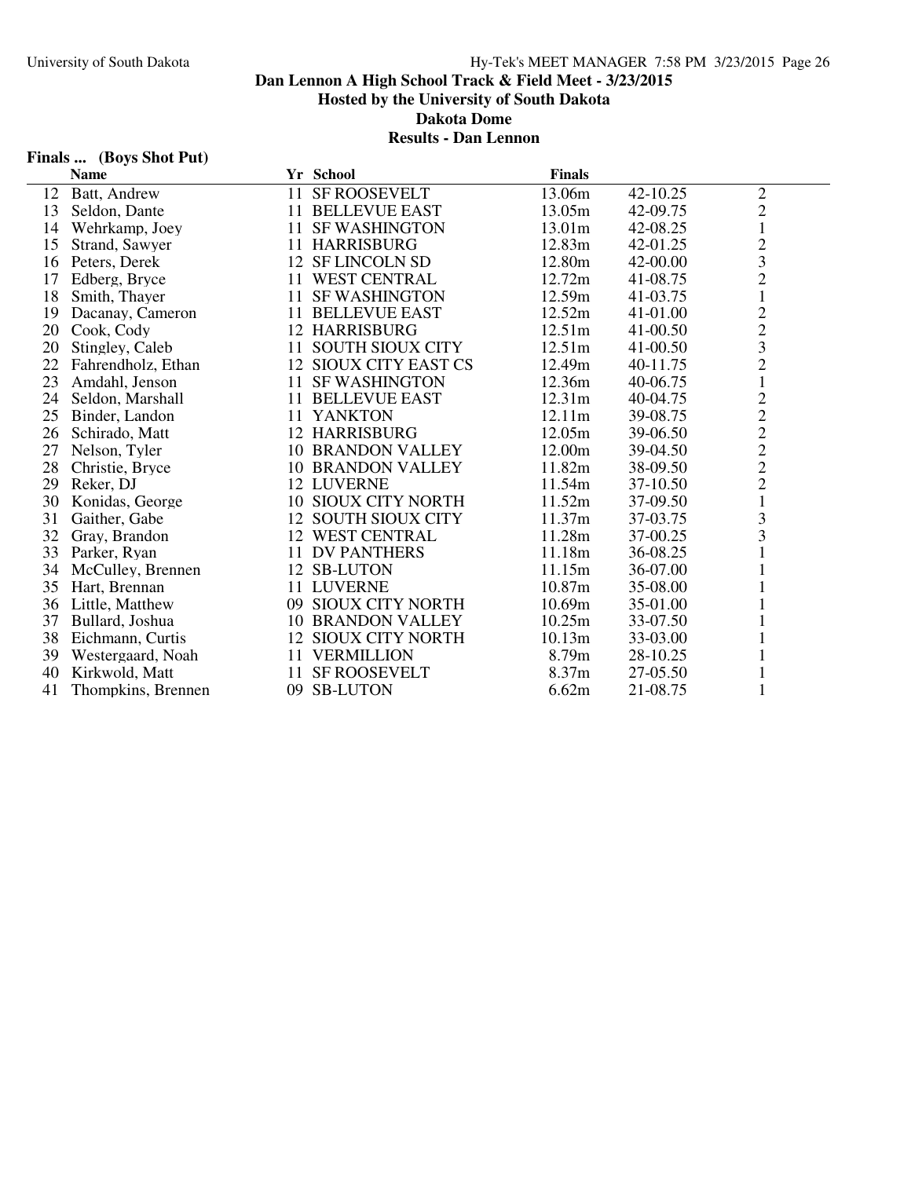**Dan Lennon A High School Track & Field Meet - 3/23/2015**
**Hosted by the University of South Dakota**
**Dakota Dome**
**Results - Dan Lennon**

**Finals ... (Boys Shot Put)**

| | Name | Yr | School | Finals | | |
|---|---|---|---|---|---|---|
| 12 | Batt, Andrew | 11 | SF ROOSEVELT | 13.06m | 42-10.25 | 2 |
| 13 | Seldon, Dante | 11 | BELLEVUE EAST | 13.05m | 42-09.75 | 2 |
| 14 | Wehrkamp, Joey | 11 | SF WASHINGTON | 13.01m | 42-08.25 | 1 |
| 15 | Strand, Sawyer | 11 | HARRISBURG | 12.83m | 42-01.25 | 2 |
| 16 | Peters, Derek | 12 | SF LINCOLN SD | 12.80m | 42-00.00 | 3 |
| 17 | Edberg, Bryce | 11 | WEST CENTRAL | 12.72m | 41-08.75 | 2 |
| 18 | Smith, Thayer | 11 | SF WASHINGTON | 12.59m | 41-03.75 | 1 |
| 19 | Dacanay, Cameron | 11 | BELLEVUE EAST | 12.52m | 41-01.00 | 2 |
| 20 | Cook, Cody | 12 | HARRISBURG | 12.51m | 41-00.50 | 2 |
| 20 | Stingley, Caleb | 11 | SOUTH SIOUX CITY | 12.51m | 41-00.50 | 3 |
| 22 | Fahrendholz, Ethan | 12 | SIOUX CITY EAST CS | 12.49m | 40-11.75 | 2 |
| 23 | Amdahl, Jenson | 11 | SF WASHINGTON | 12.36m | 40-06.75 | 1 |
| 24 | Seldon, Marshall | 11 | BELLEVUE EAST | 12.31m | 40-04.75 | 2 |
| 25 | Binder, Landon | 11 | YANKTON | 12.11m | 39-08.75 | 2 |
| 26 | Schirado, Matt | 12 | HARRISBURG | 12.05m | 39-06.50 | 2 |
| 27 | Nelson, Tyler | 10 | BRANDON VALLEY | 12.00m | 39-04.50 | 2 |
| 28 | Christie, Bryce | 10 | BRANDON VALLEY | 11.82m | 38-09.50 | 2 |
| 29 | Reker, DJ | 12 | LUVERNE | 11.54m | 37-10.50 | 2 |
| 30 | Konidas, George | 10 | SIOUX CITY NORTH | 11.52m | 37-09.50 | 1 |
| 31 | Gaither, Gabe | 12 | SOUTH SIOUX CITY | 11.37m | 37-03.75 | 3 |
| 32 | Gray, Brandon | 12 | WEST CENTRAL | 11.28m | 37-00.25 | 3 |
| 33 | Parker, Ryan | 11 | DV PANTHERS | 11.18m | 36-08.25 | 1 |
| 34 | McCulley, Brennen | 12 | SB-LUTON | 11.15m | 36-07.00 | 1 |
| 35 | Hart, Brennan | 11 | LUVERNE | 10.87m | 35-08.00 | 1 |
| 36 | Little, Matthew | 09 | SIOUX CITY NORTH | 10.69m | 35-01.00 | 1 |
| 37 | Bullard, Joshua | 10 | BRANDON VALLEY | 10.25m | 33-07.50 | 1 |
| 38 | Eichmann, Curtis | 12 | SIOUX CITY NORTH | 10.13m | 33-03.00 | 1 |
| 39 | Westergaard, Noah | 11 | VERMILLION | 8.79m | 28-10.25 | 1 |
| 40 | Kirkwold, Matt | 11 | SF ROOSEVELT | 8.37m | 27-05.50 | 1 |
| 41 | Thompkins, Brennen | 09 | SB-LUTON | 6.62m | 21-08.75 | 1 |